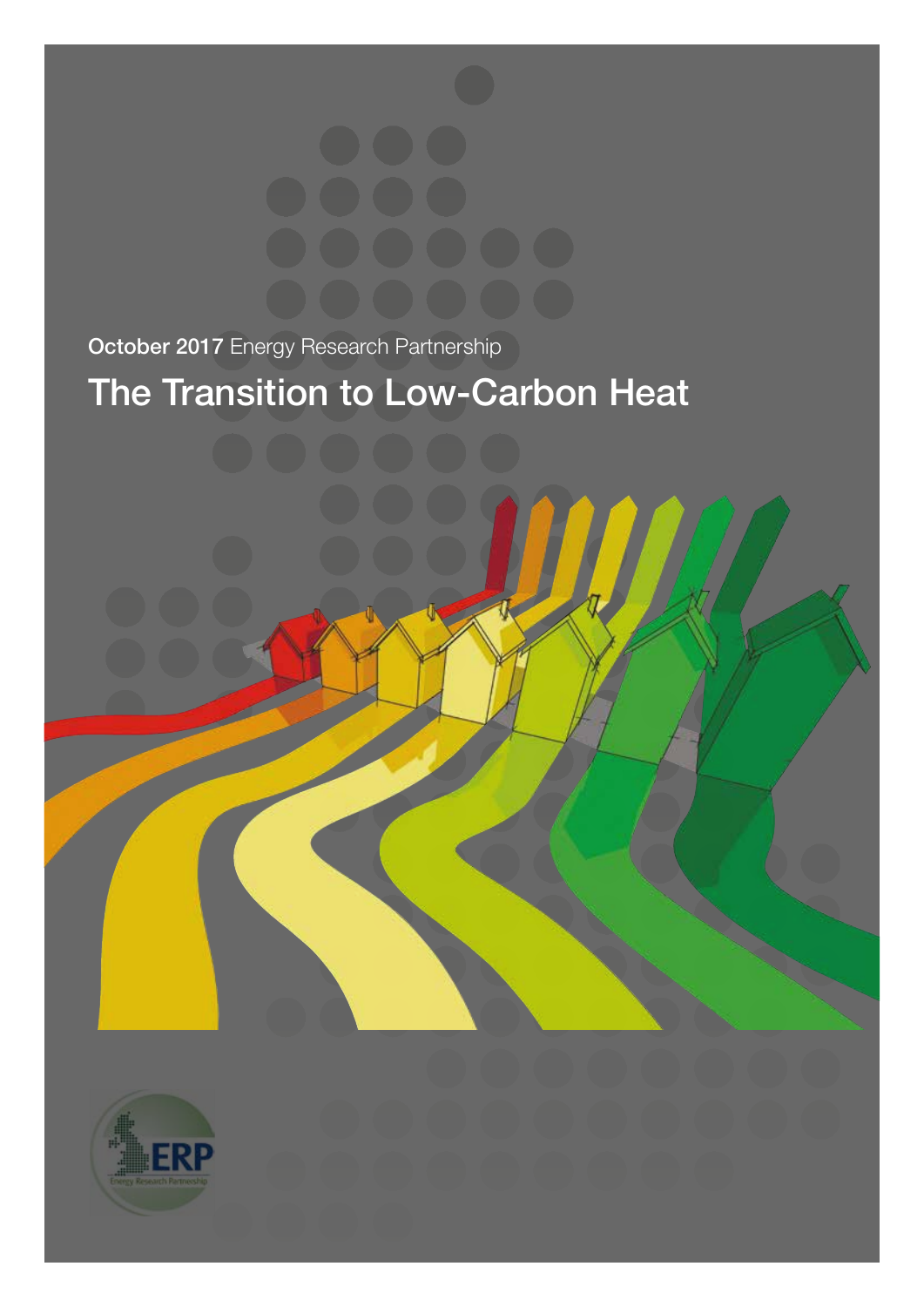**October 2017** Energy Research Partnership

# The Transition to Low-Carbon Heat

ERP

Energy Research Partnership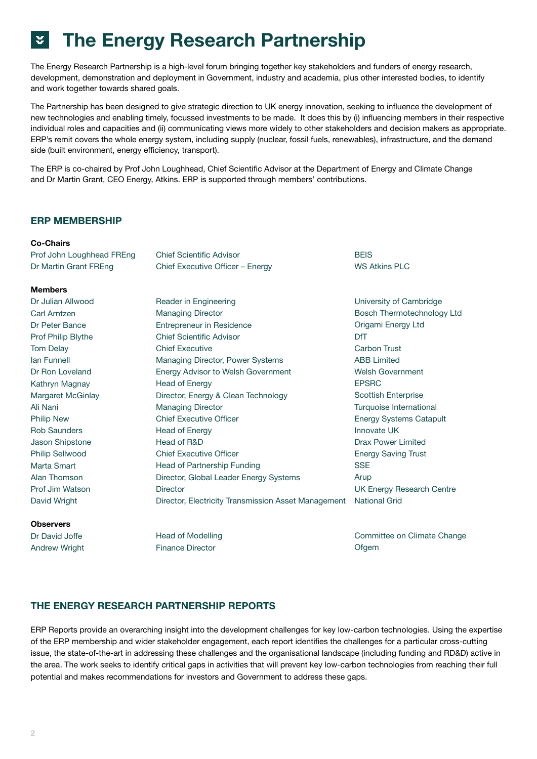# The Energy Research Partnership

The Energy Research Partnership is a high-level forum bringing together key stakeholders and funders of energy research, development, demonstration and deployment in Government, industry and academia, plus other interested bodies, to identify and work together towards shared goals.

The Partnership has been designed to give strategic direction to UK energy innovation, seeking to influence the development of new technologies and enabling timely, focussed investments to be made. It does this by (i) influencing members in their respective individual roles and capacities and (ii) communicating views more widely to other stakeholders and decision makers as appropriate. ERP's remit covers the whole energy system, including supply (nuclear, fossil fuels, renewables), infrastructure, and the demand side (built environment, energy efficiency, transport).

The ERP is co-chaired by Prof John Loughhead, Chief Scientific Advisor at the Department of Energy and Climate Change and Dr Martin Grant, CEO Energy, Atkins. ERP is supported through members' contributions.

## ERP MEMBERSHIP

**Co-Chairs**

| | | |
|---|---|---|
| Prof John Loughhead FREng | Chief Scientific Advisor | BEIS |
| Dr Martin Grant FREng | Chief Executive Officer – Energy | WS Atkins PLC |

**Members**

| | | |
|---|---|---|
| Dr Julian Allwood | Reader in Engineering | University of Cambridge |
| Carl Arntzen | Managing Director | Bosch Thermotechnology Ltd |
| Dr Peter Bance | Entrepreneur in Residence | Origami Energy Ltd |
| Prof Philip Blythe | Chief Scientific Advisor | DfT |
| Tom Delay | Chief Executive | Carbon Trust |
| Ian Funnell | Managing Director, Power Systems | ABB Limited |
| Dr Ron Loveland | Energy Advisor to Welsh Government | Welsh Government |
| Kathryn Magnay | Head of Energy | EPSRC |
| Margaret McGinlay | Director, Energy & Clean Technology | Scottish Enterprise |
| Ali Nani | Managing Director | Turquoise International |
| Philip New | Chief Executive Officer | Energy Systems Catapult |
| Rob Saunders | Head of Energy | Innovate UK |
| Jason Shipstone | Head of R&D | Drax Power Limited |
| Philip Sellwood | Chief Executive Officer | Energy Saving Trust |
| Marta Smart | Head of Partnership Funding | SSE |
| Alan Thomson | Director, Global Leader Energy Systems | Arup |
| Prof Jim Watson | Director | UK Energy Research Centre |
| David Wright | Director, Electricity Transmission Asset Management | National Grid |

**Observers**

| | | |
|---|---|---|
| Dr David Joffe | Head of Modelling | Committee on Climate Change |
| Andrew Wright | Finance Director | Ofgem |

## THE ENERGY RESEARCH PARTNERSHIP REPORTS

ERP Reports provide an overarching insight into the development challenges for key low-carbon technologies. Using the expertise of the ERP membership and wider stakeholder engagement, each report identifies the challenges for a particular cross-cutting issue, the state-of-the-art in addressing these challenges and the organisational landscape (including funding and RD&D) active in the area. The work seeks to identify critical gaps in activities that will prevent key low-carbon technologies from reaching their full potential and makes recommendations for investors and Government to address these gaps.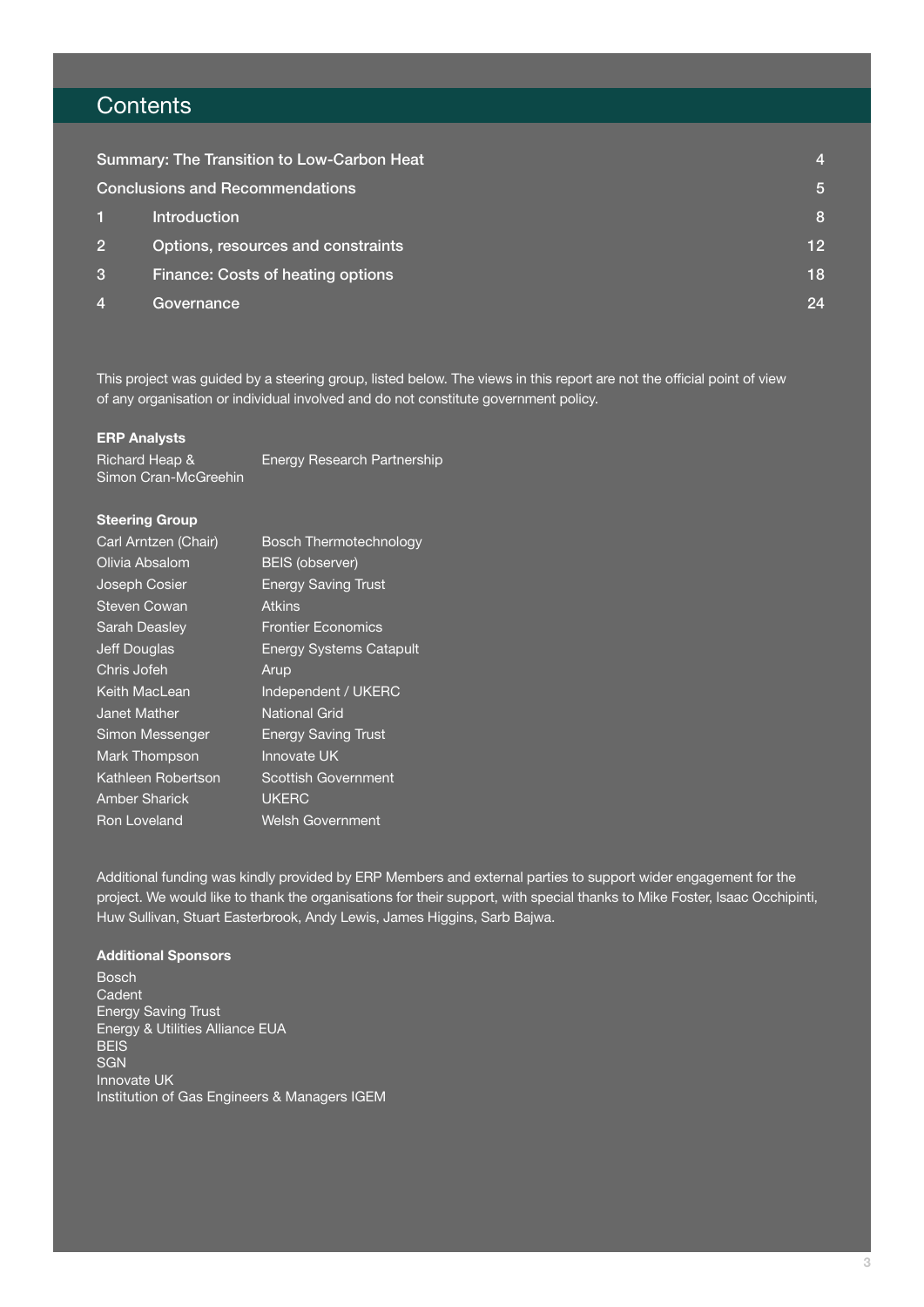# Contents

| | | |
|---|---|---|
| Summary: The Transition to Low-Carbon Heat | | 4 |
| Conclusions and Recommendations | | 5 |
| 1 | Introduction | 8 |
| 2 | Options, resources and constraints | 12 |
| 3 | Finance: Costs of heating options | 18 |
| 4 | Governance | 24 |

This project was guided by a steering group, listed below. The views in this report are not the official point of view of any organisation or individual involved and do not constitute government policy.

**ERP Analysts**

| | |
|---|---|
| Richard Heap & Simon Cran-McGreehin | Energy Research Partnership |

**Steering Group**

| | |
|---|---|
| Carl Arntzen (Chair) | Bosch Thermotechnology |
| Olivia Absalom | BEIS (observer) |
| Joseph Cosier | Energy Saving Trust |
| Steven Cowan | Atkins |
| Sarah Deasley | Frontier Economics |
| Jeff Douglas | Energy Systems Catapult |
| Chris Jofeh | Arup |
| Keith MacLean | Independent / UKERC |
| Janet Mather | National Grid |
| Simon Messenger | Energy Saving Trust |
| Mark Thompson | Innovate UK |
| Kathleen Robertson | Scottish Government |
| Amber Sharick | UKERC |
| Ron Loveland | Welsh Government |

Additional funding was kindly provided by ERP Members and external parties to support wider engagement for the project. We would like to thank the organisations for their support, with special thanks to Mike Foster, Isaac Occhipinti, Huw Sullivan, Stuart Easterbrook, Andy Lewis, James Higgins, Sarb Bajwa.

**Additional Sponsors**

Bosch
Cadent
Energy Saving Trust
Energy & Utilities Alliance EUA
BEIS
SGN
Innovate UK
Institution of Gas Engineers & Managers IGEM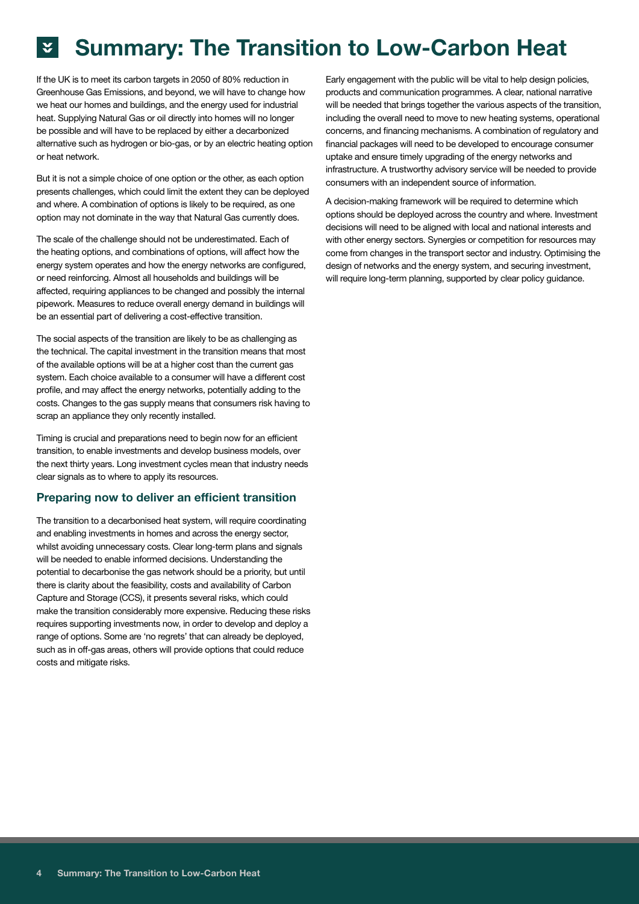# Summary: The Transition to Low-Carbon Heat

If the UK is to meet its carbon targets in 2050 of 80% reduction in Greenhouse Gas Emissions, and beyond, we will have to change how we heat our homes and buildings, and the energy used for industrial heat. Supplying Natural Gas or oil directly into homes will no longer be possible and will have to be replaced by either a decarbonized alternative such as hydrogen or bio-gas, or by an electric heating option or heat network.

But it is not a simple choice of one option or the other, as each option presents challenges, which could limit the extent they can be deployed and where. A combination of options is likely to be required, as one option may not dominate in the way that Natural Gas currently does.

The scale of the challenge should not be underestimated. Each of the heating options, and combinations of options, will affect how the energy system operates and how the energy networks are configured, or need reinforcing. Almost all households and buildings will be affected, requiring appliances to be changed and possibly the internal pipework. Measures to reduce overall energy demand in buildings will be an essential part of delivering a cost-effective transition.

The social aspects of the transition are likely to be as challenging as the technical. The capital investment in the transition means that most of the available options will be at a higher cost than the current gas system. Each choice available to a consumer will have a different cost profile, and may affect the energy networks, potentially adding to the costs. Changes to the gas supply means that consumers risk having to scrap an appliance they only recently installed.

Timing is crucial and preparations need to begin now for an efficient transition, to enable investments and develop business models, over the next thirty years. Long investment cycles mean that industry needs clear signals as to where to apply its resources.

## Preparing now to deliver an efficient transition

The transition to a decarbonised heat system, will require coordinating and enabling investments in homes and across the energy sector, whilst avoiding unnecessary costs. Clear long-term plans and signals will be needed to enable informed decisions. Understanding the potential to decarbonise the gas network should be a priority, but until there is clarity about the feasibility, costs and availability of Carbon Capture and Storage (CCS), it presents several risks, which could make the transition considerably more expensive. Reducing these risks requires supporting investments now, in order to develop and deploy a range of options. Some are 'no regrets' that can already be deployed, such as in off-gas areas, others will provide options that could reduce costs and mitigate risks.

Early engagement with the public will be vital to help design policies, products and communication programmes. A clear, national narrative will be needed that brings together the various aspects of the transition, including the overall need to move to new heating systems, operational concerns, and financing mechanisms. A combination of regulatory and financial packages will need to be developed to encourage consumer uptake and ensure timely upgrading of the energy networks and infrastructure. A trustworthy advisory service will be needed to provide consumers with an independent source of information.

A decision-making framework will be required to determine which options should be deployed across the country and where. Investment decisions will need to be aligned with local and national interests and with other energy sectors. Synergies or competition for resources may come from changes in the transport sector and industry. Optimising the design of networks and the energy system, and securing investment, will require long-term planning, supported by clear policy guidance.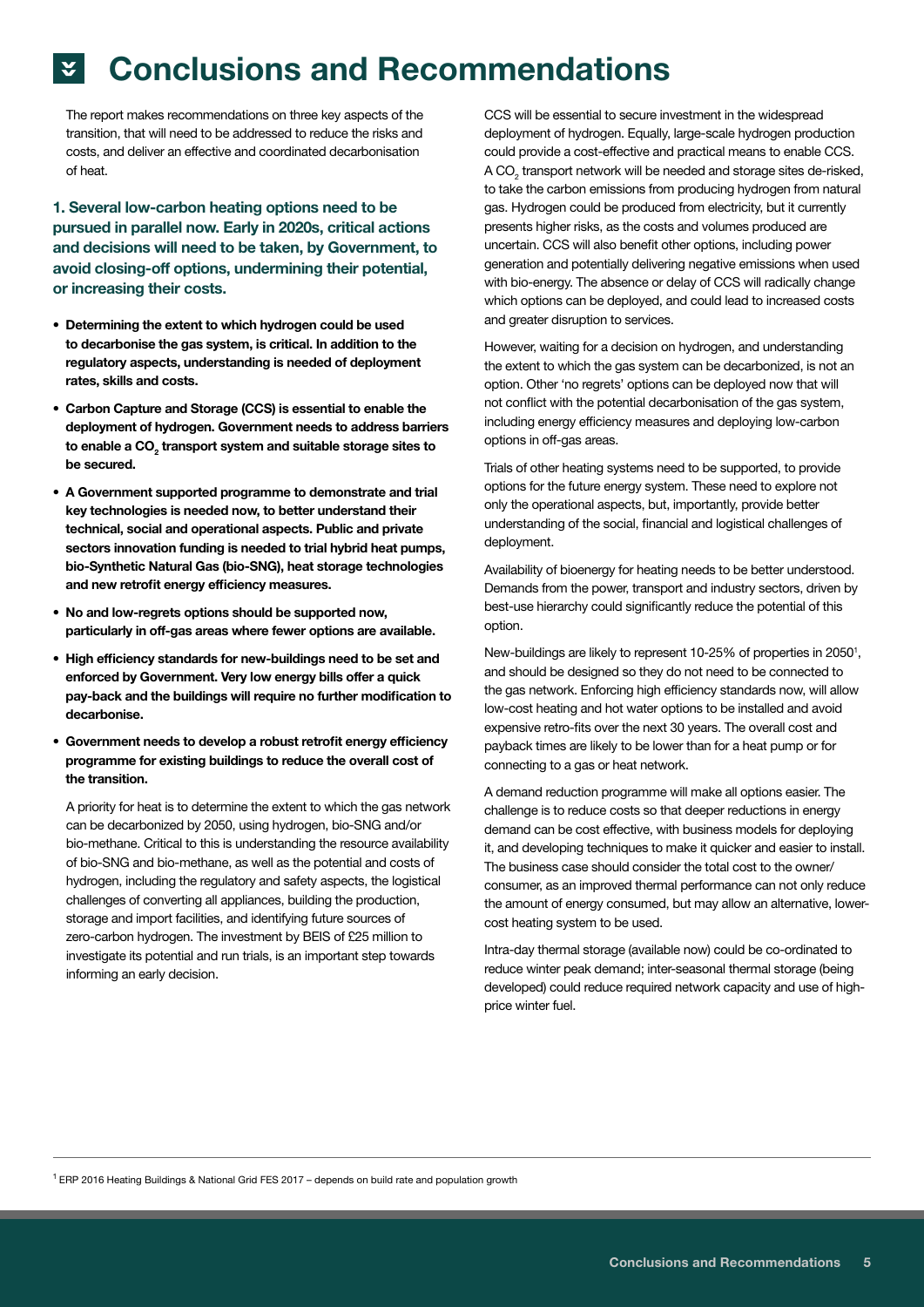# Conclusions and Recommendations

The report makes recommendations on three key aspects of the transition, that will need to be addressed to reduce the risks and costs, and deliver an effective and coordinated decarbonisation of heat.

**1. Several low-carbon heating options need to be pursued in parallel now. Early in 2020s, critical actions and decisions will need to be taken, by Government, to avoid closing-off options, undermining their potential, or increasing their costs.**

- **Determining the extent to which hydrogen could be used to decarbonise the gas system, is critical. In addition to the regulatory aspects, understanding is needed of deployment rates, skills and costs.**
- **Carbon Capture and Storage (CCS) is essential to enable the deployment of hydrogen. Government needs to address barriers to enable a $CO_2$ transport system and suitable storage sites to be secured.**
- **A Government supported programme to demonstrate and trial key technologies is needed now, to better understand their technical, social and operational aspects. Public and private sectors innovation funding is needed to trial hybrid heat pumps, bio-Synthetic Natural Gas (bio-SNG), heat storage technologies and new retrofit energy efficiency measures.**
- **No and low-regrets options should be supported now, particularly in off-gas areas where fewer options are available.**
- **High efficiency standards for new-buildings need to be set and enforced by Government. Very low energy bills offer a quick pay-back and the buildings will require no further modification to decarbonise.**
- **Government needs to develop a robust retrofit energy efficiency programme for existing buildings to reduce the overall cost of the transition.**

A priority for heat is to determine the extent to which the gas network can be decarbonized by 2050, using hydrogen, bio-SNG and/or bio-methane. Critical to this is understanding the resource availability of bio-SNG and bio-methane, as well as the potential and costs of hydrogen, including the regulatory and safety aspects, the logistical challenges of converting all appliances, building the production, storage and import facilities, and identifying future sources of zero-carbon hydrogen. The investment by BEIS of £25 million to investigate its potential and run trials, is an important step towards informing an early decision.

CCS will be essential to secure investment in the widespread deployment of hydrogen. Equally, large-scale hydrogen production could provide a cost-effective and practical means to enable CCS. A $CO_2$ transport network will be needed and storage sites de-risked, to take the carbon emissions from producing hydrogen from natural gas. Hydrogen could be produced from electricity, but it currently presents higher risks, as the costs and volumes produced are uncertain. CCS will also benefit other options, including power generation and potentially delivering negative emissions when used with bio-energy. The absence or delay of CCS will radically change which options can be deployed, and could lead to increased costs and greater disruption to services.

However, waiting for a decision on hydrogen, and understanding the extent to which the gas system can be decarbonized, is not an option. Other 'no regrets' options can be deployed now that will not conflict with the potential decarbonisation of the gas system, including energy efficiency measures and deploying low-carbon options in off-gas areas.

Trials of other heating systems need to be supported, to provide options for the future energy system. These need to explore not only the operational aspects, but, importantly, provide better understanding of the social, financial and logistical challenges of deployment.

Availability of bioenergy for heating needs to be better understood. Demands from the power, transport and industry sectors, driven by best-use hierarchy could significantly reduce the potential of this option.

New-buildings are likely to represent 10-25% of properties in 2050[1], and should be designed so they do not need to be connected to the gas network. Enforcing high efficiency standards now, will allow low-cost heating and hot water options to be installed and avoid expensive retro-fits over the next 30 years. The overall cost and payback times are likely to be lower than for a heat pump or for connecting to a gas or heat network.

A demand reduction programme will make all options easier. The challenge is to reduce costs so that deeper reductions in energy demand can be cost effective, with business models for deploying it, and developing techniques to make it quicker and easier to install. The business case should consider the total cost to the owner/consumer, as an improved thermal performance can not only reduce the amount of energy consumed, but may allow an alternative, lower-cost heating system to be used.

Intra-day thermal storage (available now) could be co-ordinated to reduce winter peak demand; inter-seasonal thermal storage (being developed) could reduce required network capacity and use of high-price winter fuel.

[1] ERP 2016 Heating Buildings & National Grid FES 2017 – depends on build rate and population growth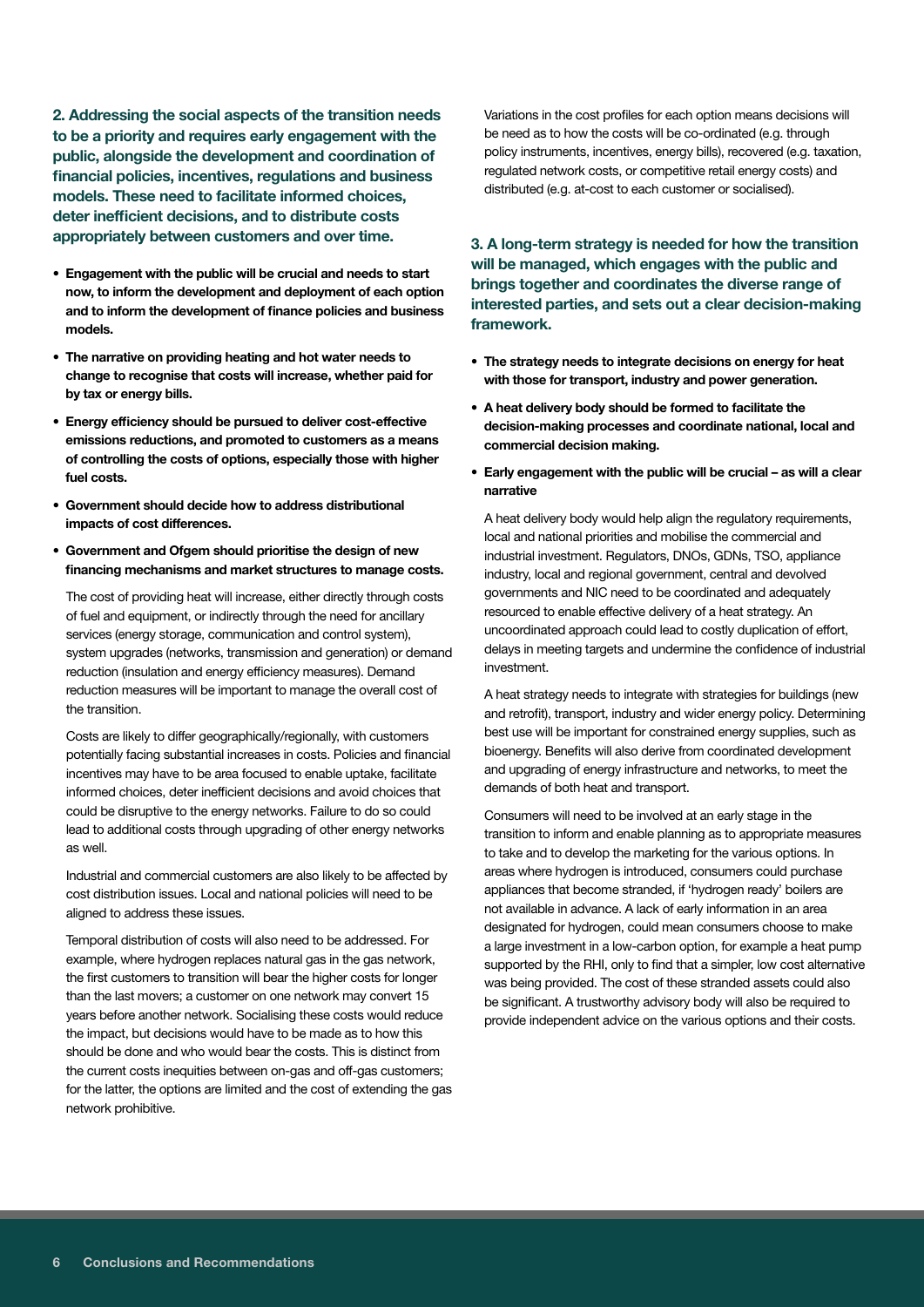**2. Addressing the social aspects of the transition needs to be a priority and requires early engagement with the public, alongside the development and coordination of financial policies, incentives, regulations and business models. These need to facilitate informed choices, deter inefficient decisions, and to distribute costs appropriately between customers and over time.**

- **Engagement with the public will be crucial and needs to start now, to inform the development and deployment of each option and to inform the development of finance policies and business models.**
- **The narrative on providing heating and hot water needs to change to recognise that costs will increase, whether paid for by tax or energy bills.**
- **Energy efficiency should be pursued to deliver cost-effective emissions reductions, and promoted to customers as a means of controlling the costs of options, especially those with higher fuel costs.**
- **Government should decide how to address distributional impacts of cost differences.**
- **Government and Ofgem should prioritise the design of new financing mechanisms and market structures to manage costs.**

The cost of providing heat will increase, either directly through costs of fuel and equipment, or indirectly through the need for ancillary services (energy storage, communication and control system), system upgrades (networks, transmission and generation) or demand reduction (insulation and energy efficiency measures). Demand reduction measures will be important to manage the overall cost of the transition.

Costs are likely to differ geographically/regionally, with customers potentially facing substantial increases in costs. Policies and financial incentives may have to be area focused to enable uptake, facilitate informed choices, deter inefficient decisions and avoid choices that could be disruptive to the energy networks. Failure to do so could lead to additional costs through upgrading of other energy networks as well.

Industrial and commercial customers are also likely to be affected by cost distribution issues. Local and national policies will need to be aligned to address these issues.

Temporal distribution of costs will also need to be addressed. For example, where hydrogen replaces natural gas in the gas network, the first customers to transition will bear the higher costs for longer than the last movers; a customer on one network may convert 15 years before another network. Socialising these costs would reduce the impact, but decisions would have to be made as to how this should be done and who would bear the costs. This is distinct from the current costs inequities between on-gas and off-gas customers; for the latter, the options are limited and the cost of extending the gas network prohibitive.

Variations in the cost profiles for each option means decisions will be need as to how the costs will be co-ordinated (e.g. through policy instruments, incentives, energy bills), recovered (e.g. taxation, regulated network costs, or competitive retail energy costs) and distributed (e.g. at-cost to each customer or socialised).

**3. A long-term strategy is needed for how the transition will be managed, which engages with the public and brings together and coordinates the diverse range of interested parties, and sets out a clear decision-making framework.**

- **The strategy needs to integrate decisions on energy for heat with those for transport, industry and power generation.**
- **A heat delivery body should be formed to facilitate the decision-making processes and coordinate national, local and commercial decision making.**
- **Early engagement with the public will be crucial – as will a clear narrative**

A heat delivery body would help align the regulatory requirements, local and national priorities and mobilise the commercial and industrial investment. Regulators, DNOs, GDNs, TSO, appliance industry, local and regional government, central and devolved governments and NIC need to be coordinated and adequately resourced to enable effective delivery of a heat strategy. An uncoordinated approach could lead to costly duplication of effort, delays in meeting targets and undermine the confidence of industrial investment.

A heat strategy needs to integrate with strategies for buildings (new and retrofit), transport, industry and wider energy policy. Determining best use will be important for constrained energy supplies, such as bioenergy. Benefits will also derive from coordinated development and upgrading of energy infrastructure and networks, to meet the demands of both heat and transport.

Consumers will need to be involved at an early stage in the transition to inform and enable planning as to appropriate measures to take and to develop the marketing for the various options. In areas where hydrogen is introduced, consumers could purchase appliances that become stranded, if 'hydrogen ready' boilers are not available in advance. A lack of early information in an area designated for hydrogen, could mean consumers choose to make a large investment in a low-carbon option, for example a heat pump supported by the RHI, only to find that a simpler, low cost alternative was being provided. The cost of these stranded assets could also be significant. A trustworthy advisory body will also be required to provide independent advice on the various options and their costs.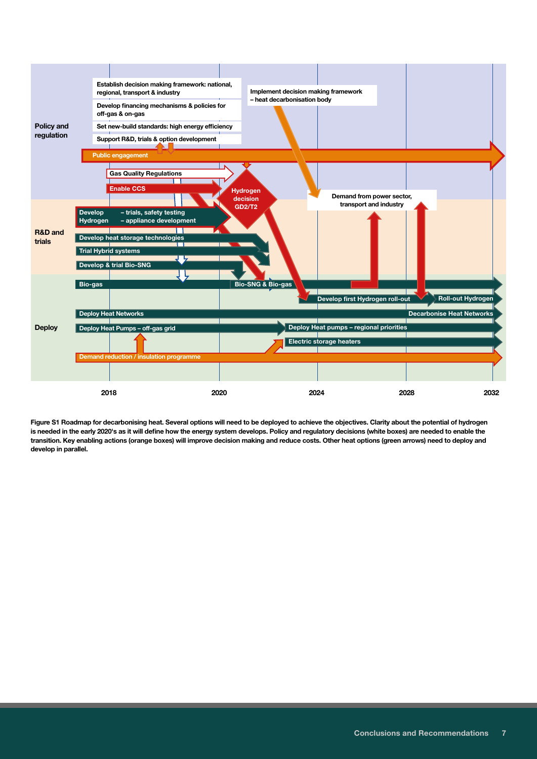Policy and regulation

- Establish decision making framework: national, regional, transport & industry
- Develop financing mechanisms & policies for off-gas & on-gas
- Set new-build standards: high energy efficiency
- Support R&D, trials & option development
- Implement decision making framework – heat decarbonisation body
- Public engagement
- Gas Quality Regulations
- Enable CCS
- Hydrogen decision GD2/T2
- Demand from power sector, transport and industry

R&D and trials

- Develop Hydrogen – trials, safety testing – appliance development
- Develop heat storage technologies
- Trial Hybrid systems
- Develop & trial Bio-SNG

Deploy

- Bio-gas
- Bio-SNG & Bio-gas
- Develop first Hydrogen roll-out
- Roll-out Hydrogen
- Deploy Heat Networks
- Decarbonise Heat Networks
- Deploy Heat Pumps – off-gas grid
- Deploy Heat pumps – regional priorities
- Electric storage heaters
- Demand reduction / insulation programme

2018 | 2020 | 2024 | 2028 | 2032

**Figure S1 Roadmap for decarbonising heat. Several options will need to be deployed to achieve the objectives. Clarity about the potential of hydrogen is needed in the early 2020's as it will define how the energy system develops. Policy and regulatory decisions (white boxes) are needed to enable the transition. Key enabling actions (orange boxes) will improve decision making and reduce costs. Other heat options (green arrows) need to deploy and develop in parallel.**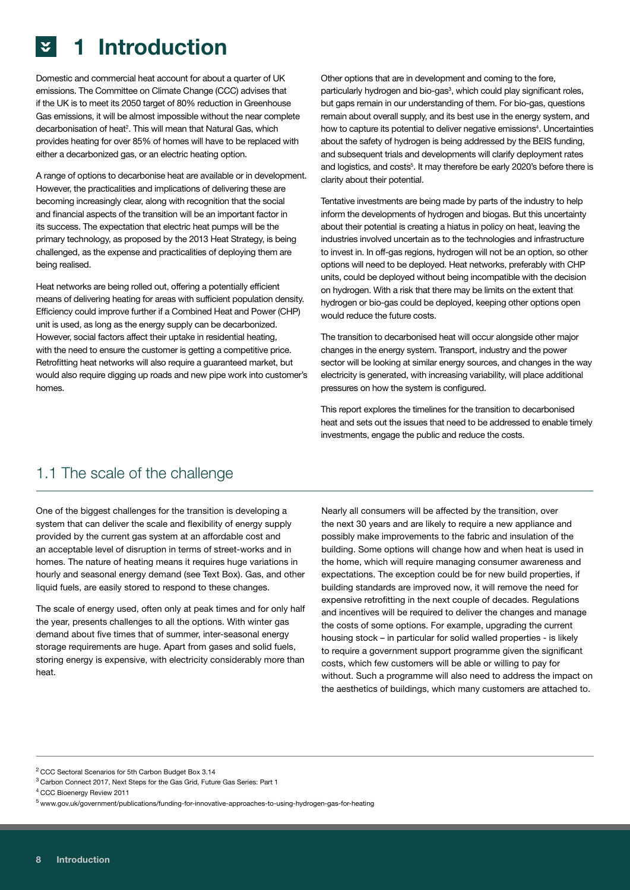# 1 Introduction

Domestic and commercial heat account for about a quarter of UK emissions. The Committee on Climate Change (CCC) advises that if the UK is to meet its 2050 target of 80% reduction in Greenhouse Gas emissions, it will be almost impossible without the near complete decarbonisation of heat[2]. This will mean that Natural Gas, which provides heating for over 85% of homes will have to be replaced with either a decarbonized gas, or an electric heating option.

A range of options to decarbonise heat are available or in development. However, the practicalities and implications of delivering these are becoming increasingly clear, along with recognition that the social and financial aspects of the transition will be an important factor in its success. The expectation that electric heat pumps will be the primary technology, as proposed by the 2013 Heat Strategy, is being challenged, as the expense and practicalities of deploying them are being realised.

Heat networks are being rolled out, offering a potentially efficient means of delivering heating for areas with sufficient population density. Efficiency could improve further if a Combined Heat and Power (CHP) unit is used, as long as the energy supply can be decarbonized. However, social factors affect their uptake in residential heating, with the need to ensure the customer is getting a competitive price. Retrofitting heat networks will also require a guaranteed market, but would also require digging up roads and new pipe work into customer's homes.

Other options that are in development and coming to the fore, particularly hydrogen and bio-gas[3], which could play significant roles, but gaps remain in our understanding of them. For bio-gas, questions remain about overall supply, and its best use in the energy system, and how to capture its potential to deliver negative emissions[4]. Uncertainties about the safety of hydrogen is being addressed by the BEIS funding, and subsequent trials and developments will clarify deployment rates and logistics, and costs[5]. It may therefore be early 2020's before there is clarity about their potential.

Tentative investments are being made by parts of the industry to help inform the developments of hydrogen and biogas. But this uncertainty about their potential is creating a hiatus in policy on heat, leaving the industries involved uncertain as to the technologies and infrastructure to invest in. In off-gas regions, hydrogen will not be an option, so other options will need to be deployed. Heat networks, preferably with CHP units, could be deployed without being incompatible with the decision on hydrogen. With a risk that there may be limits on the extent that hydrogen or bio-gas could be deployed, keeping other options open would reduce the future costs.

The transition to decarbonised heat will occur alongside other major changes in the energy system. Transport, industry and the power sector will be looking at similar energy sources, and changes in the way electricity is generated, with increasing variability, will place additional pressures on how the system is configured.

This report explores the timelines for the transition to decarbonised heat and sets out the issues that need to be addressed to enable timely investments, engage the public and reduce the costs.

## 1.1 The scale of the challenge

One of the biggest challenges for the transition is developing a system that can deliver the scale and flexibility of energy supply provided by the current gas system at an affordable cost and an acceptable level of disruption in terms of street-works and in homes. The nature of heating means it requires huge variations in hourly and seasonal energy demand (see Text Box). Gas, and other liquid fuels, are easily stored to respond to these changes.

The scale of energy used, often only at peak times and for only half the year, presents challenges to all the options. With winter gas demand about five times that of summer, inter-seasonal energy storage requirements are huge. Apart from gases and solid fuels, storing energy is expensive, with electricity considerably more than heat.

Nearly all consumers will be affected by the transition, over the next 30 years and are likely to require a new appliance and possibly make improvements to the fabric and insulation of the building. Some options will change how and when heat is used in the home, which will require managing consumer awareness and expectations. The exception could be for new build properties, if building standards are improved now, it will remove the need for expensive retrofitting in the next couple of decades. Regulations and incentives will be required to deliver the changes and manage the costs of some options. For example, upgrading the current housing stock – in particular for solid walled properties - is likely to require a government support programme given the significant costs, which few customers will be able or willing to pay for without. Such a programme will also need to address the impact on the aesthetics of buildings, which many customers are attached to.

---

[2] CCC Sectoral Scenarios for 5th Carbon Budget Box 3.14

[3] Carbon Connect 2017, Next Steps for the Gas Grid, Future Gas Series: Part 1

[4] CCC Bioenergy Review 2011

[5] www.gov.uk/government/publications/funding-for-innovative-approaches-to-using-hydrogen-gas-for-heating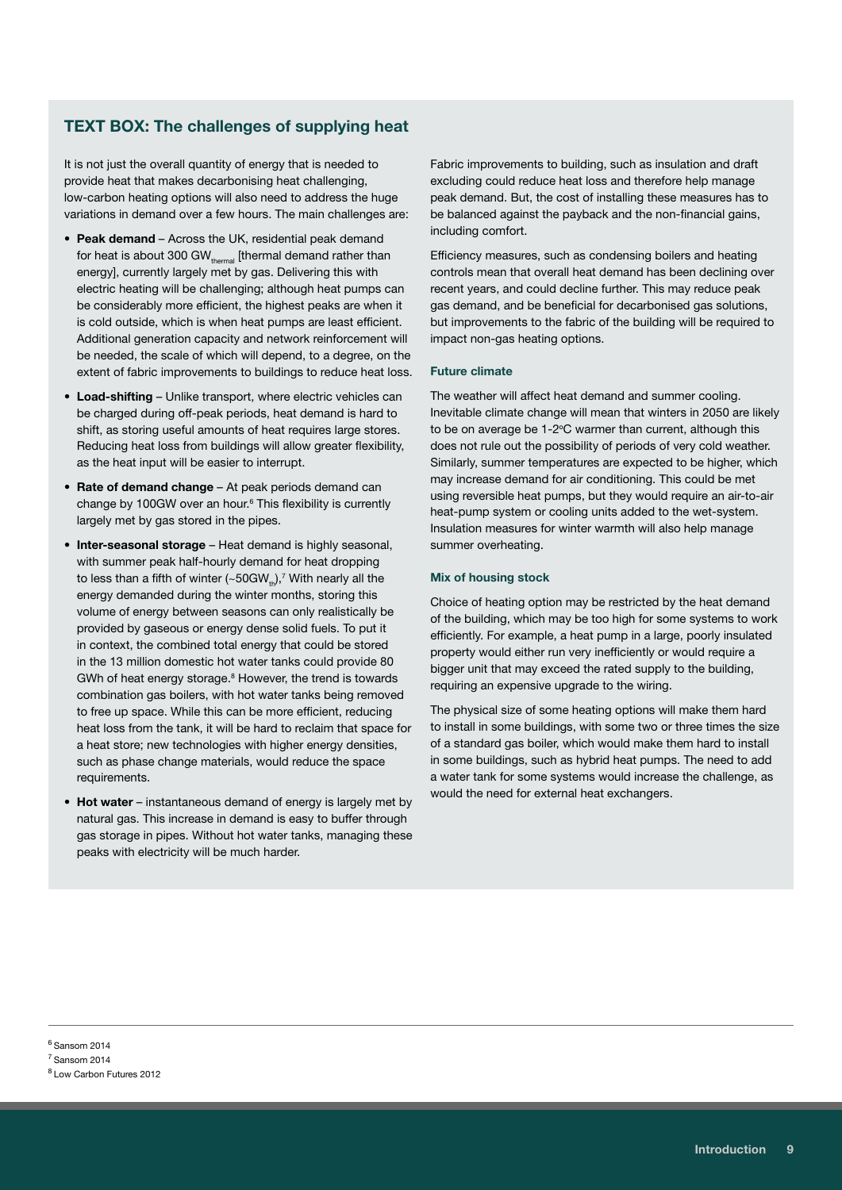## TEXT BOX: The challenges of supplying heat

It is not just the overall quantity of energy that is needed to provide heat that makes decarbonising heat challenging, low-carbon heating options will also need to address the huge variations in demand over a few hours. The main challenges are:

- **Peak demand** – Across the UK, residential peak demand for heat is about 300 $GW_{thermal}$ [thermal demand rather than energy], currently largely met by gas. Delivering this with electric heating will be challenging; although heat pumps can be considerably more efficient, the highest peaks are when it is cold outside, which is when heat pumps are least efficient. Additional generation capacity and network reinforcement will be needed, the scale of which will depend, to a degree, on the extent of fabric improvements to buildings to reduce heat loss.
- **Load-shifting** – Unlike transport, where electric vehicles can be charged during off-peak periods, heat demand is hard to shift, as storing useful amounts of heat requires large stores. Reducing heat loss from buildings will allow greater flexibility, as the heat input will be easier to interrupt.
- **Rate of demand change** – At peak periods demand can change by 100GW over an hour.[6] This flexibility is currently largely met by gas stored in the pipes.
- **Inter-seasonal storage** – Heat demand is highly seasonal, with summer peak half-hourly demand for heat dropping to less than a fifth of winter (~50$GW_{th}$),[7] With nearly all the energy demanded during the winter months, storing this volume of energy between seasons can only realistically be provided by gaseous or energy dense solid fuels. To put it in context, the combined total energy that could be stored in the 13 million domestic hot water tanks could provide 80 GWh of heat energy storage.[8] However, the trend is towards combination gas boilers, with hot water tanks being removed to free up space. While this can be more efficient, reducing heat loss from the tank, it will be hard to reclaim that space for a heat store; new technologies with higher energy densities, such as phase change materials, would reduce the space requirements.
- **Hot water** – instantaneous demand of energy is largely met by natural gas. This increase in demand is easy to buffer through gas storage in pipes. Without hot water tanks, managing these peaks with electricity will be much harder.

Fabric improvements to building, such as insulation and draft excluding could reduce heat loss and therefore help manage peak demand. But, the cost of installing these measures has to be balanced against the payback and the non-financial gains, including comfort.

Efficiency measures, such as condensing boilers and heating controls mean that overall heat demand has been declining over recent years, and could decline further. This may reduce peak gas demand, and be beneficial for decarbonised gas solutions, but improvements to the fabric of the building will be required to impact non-gas heating options.

### Future climate

The weather will affect heat demand and summer cooling. Inevitable climate change will mean that winters in 2050 are likely to be on average be 1-2°C warmer than current, although this does not rule out the possibility of periods of very cold weather. Similarly, summer temperatures are expected to be higher, which may increase demand for air conditioning. This could be met using reversible heat pumps, but they would require an air-to-air heat-pump system or cooling units added to the wet-system. Insulation measures for winter warmth will also help manage summer overheating.

### Mix of housing stock

Choice of heating option may be restricted by the heat demand of the building, which may be too high for some systems to work efficiently. For example, a heat pump in a large, poorly insulated property would either run very inefficiently or would require a bigger unit that may exceed the rated supply to the building, requiring an expensive upgrade to the wiring.

The physical size of some heating options will make them hard to install in some buildings, with some two or three times the size of a standard gas boiler, which would make them hard to install in some buildings, such as hybrid heat pumps. The need to add a water tank for some systems would increase the challenge, as would the need for external heat exchangers.

---

[6] Sansom 2014

[7] Sansom 2014

[8] Low Carbon Futures 2012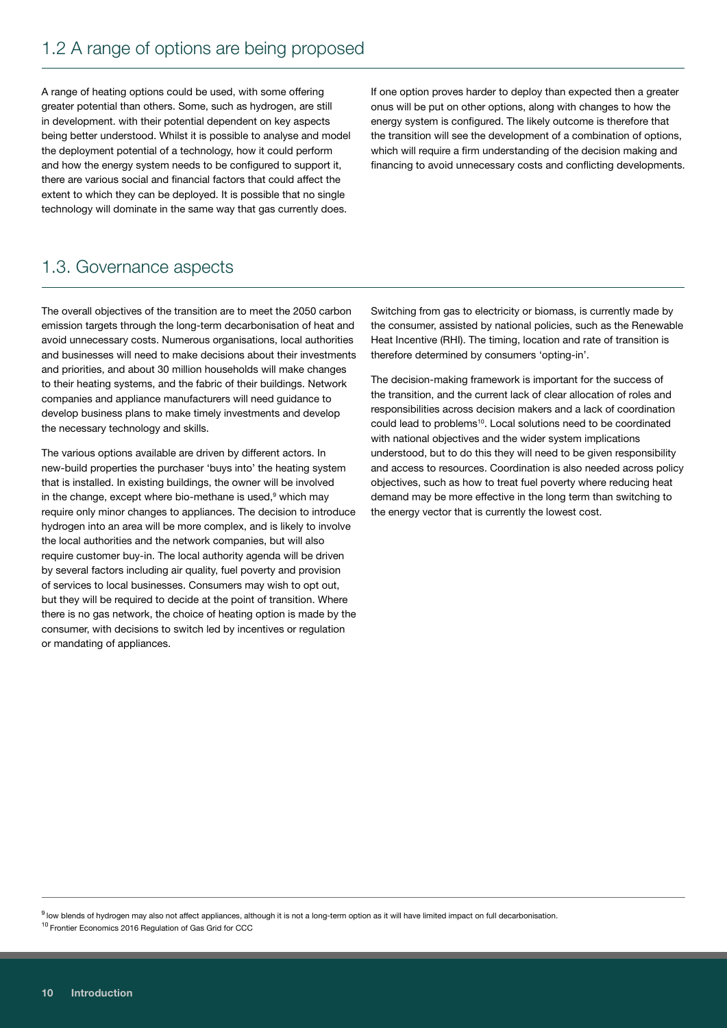## 1.2 A range of options are being proposed

A range of heating options could be used, with some offering greater potential than others. Some, such as hydrogen, are still in development. with their potential dependent on key aspects being better understood. Whilst it is possible to analyse and model the deployment potential of a technology, how it could perform and how the energy system needs to be configured to support it, there are various social and financial factors that could affect the extent to which they can be deployed. It is possible that no single technology will dominate in the same way that gas currently does.

If one option proves harder to deploy than expected then a greater onus will be put on other options, along with changes to how the energy system is configured. The likely outcome is therefore that the transition will see the development of a combination of options, which will require a firm understanding of the decision making and financing to avoid unnecessary costs and conflicting developments.

## 1.3. Governance aspects

The overall objectives of the transition are to meet the 2050 carbon emission targets through the long-term decarbonisation of heat and avoid unnecessary costs. Numerous organisations, local authorities and businesses will need to make decisions about their investments and priorities, and about 30 million households will make changes to their heating systems, and the fabric of their buildings. Network companies and appliance manufacturers will need guidance to develop business plans to make timely investments and develop the necessary technology and skills.

The various options available are driven by different actors. In new-build properties the purchaser 'buys into' the heating system that is installed. In existing buildings, the owner will be involved in the change, except where bio-methane is used,[9] which may require only minor changes to appliances. The decision to introduce hydrogen into an area will be more complex, and is likely to involve the local authorities and the network companies, but will also require customer buy-in. The local authority agenda will be driven by several factors including air quality, fuel poverty and provision of services to local businesses. Consumers may wish to opt out, but they will be required to decide at the point of transition. Where there is no gas network, the choice of heating option is made by the consumer, with decisions to switch led by incentives or regulation or mandating of appliances.

Switching from gas to electricity or biomass, is currently made by the consumer, assisted by national policies, such as the Renewable Heat Incentive (RHI). The timing, location and rate of transition is therefore determined by consumers 'opting-in'.

The decision-making framework is important for the success of the transition, and the current lack of clear allocation of roles and responsibilities across decision makers and a lack of coordination could lead to problems[10]. Local solutions need to be coordinated with national objectives and the wider system implications understood, but to do this they will need to be given responsibility and access to resources. Coordination is also needed across policy objectives, such as how to treat fuel poverty where reducing heat demand may be more effective in the long term than switching to the energy vector that is currently the lowest cost.

---

[9] low blends of hydrogen may also not affect appliances, although it is not a long-term option as it will have limited impact on full decarbonisation.

[10] Frontier Economics 2016 Regulation of Gas Grid for CCC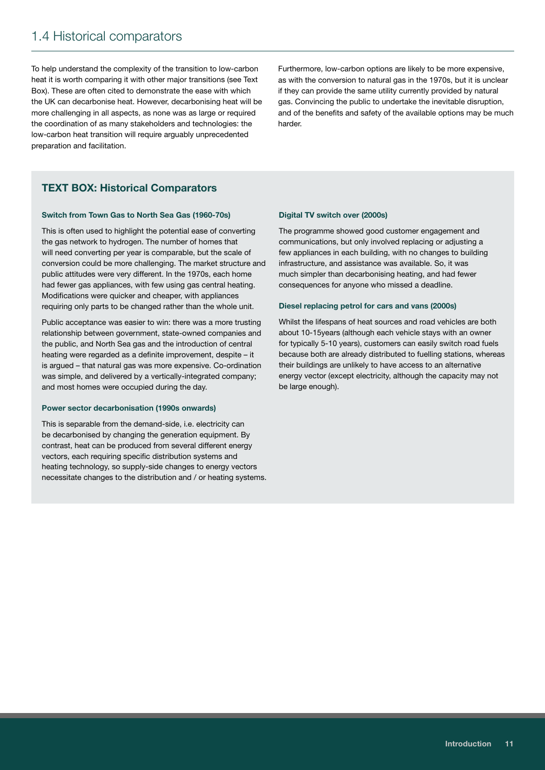## 1.4 Historical comparators

To help understand the complexity of the transition to low-carbon heat it is worth comparing it with other major transitions (see Text Box). These are often cited to demonstrate the ease with which the UK can decarbonise heat. However, decarbonising heat will be more challenging in all aspects, as none was as large or required the coordination of as many stakeholders and technologies: the low-carbon heat transition will require arguably unprecedented preparation and facilitation.

Furthermore, low-carbon options are likely to be more expensive, as with the conversion to natural gas in the 1970s, but it is unclear if they can provide the same utility currently provided by natural gas. Convincing the public to undertake the inevitable disruption, and of the benefits and safety of the available options may be much harder.

### TEXT BOX: Historical Comparators

#### Switch from Town Gas to North Sea Gas (1960-70s)

This is often used to highlight the potential ease of converting the gas network to hydrogen. The number of homes that will need converting per year is comparable, but the scale of conversion could be more challenging. The market structure and public attitudes were very different. In the 1970s, each home had fewer gas appliances, with few using gas central heating. Modifications were quicker and cheaper, with appliances requiring only parts to be changed rather than the whole unit.

Public acceptance was easier to win: there was a more trusting relationship between government, state-owned companies and the public, and North Sea gas and the introduction of central heating were regarded as a definite improvement, despite – it is argued – that natural gas was more expensive. Co-ordination was simple, and delivered by a vertically-integrated company; and most homes were occupied during the day.

#### Power sector decarbonisation (1990s onwards)

This is separable from the demand-side, i.e. electricity can be decarbonised by changing the generation equipment. By contrast, heat can be produced from several different energy vectors, each requiring specific distribution systems and heating technology, so supply-side changes to energy vectors necessitate changes to the distribution and / or heating systems.

#### Digital TV switch over (2000s)

The programme showed good customer engagement and communications, but only involved replacing or adjusting a few appliances in each building, with no changes to building infrastructure, and assistance was available. So, it was much simpler than decarbonising heating, and had fewer consequences for anyone who missed a deadline.

#### Diesel replacing petrol for cars and vans (2000s)

Whilst the lifespans of heat sources and road vehicles are both about 10-15years (although each vehicle stays with an owner for typically 5-10 years), customers can easily switch road fuels because both are already distributed to fuelling stations, whereas their buildings are unlikely to have access to an alternative energy vector (except electricity, although the capacity may not be large enough).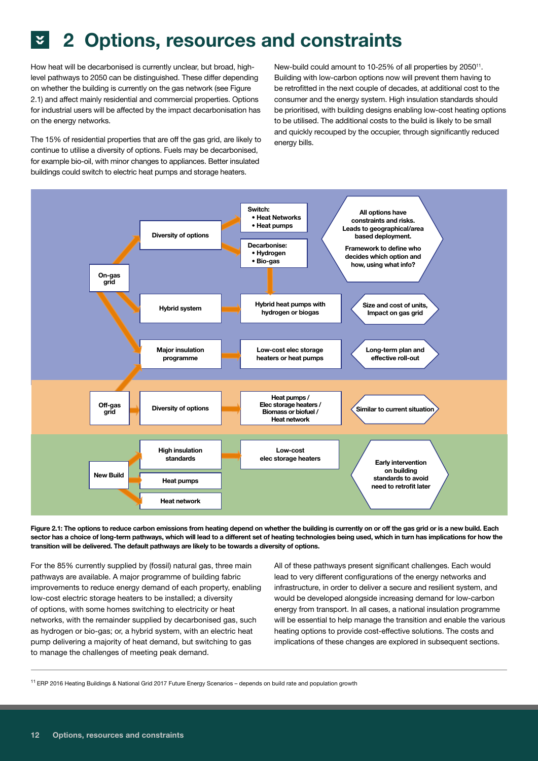# 2 Options, resources and constraints

How heat will be decarbonised is currently unclear, but broad, high-level pathways to 2050 can be distinguished. These differ depending on whether the building is currently on the gas network (see Figure 2.1) and affect mainly residential and commercial properties. Options for industrial users will be affected by the impact decarbonisation has on the energy networks.

The 15% of residential properties that are off the gas grid, are likely to continue to utilise a diversity of options. Fuels may be decarbonised, for example bio-oil, with minor changes to appliances. Better insulated buildings could switch to electric heat pumps and storage heaters.

New-build could amount to 10-25% of all properties by 2050[11]. Building with low-carbon options now will prevent them having to be retrofitted in the next couple of decades, at additional cost to the consumer and the energy system. High insulation standards should be prioritised, with building designs enabling low-cost heating options to be utilised. The additional costs to the build is likely to be small and quickly recouped by the occupier, through significantly reduced energy bills.

**On-gas grid**

- Diversity of options
  - Switch: • Heat Networks • Heat pumps
  - Decarbonise: • Hydrogen • Bio-gas
  - All options have constraints and risks. Leads to geographical/area based deployment. Framework to define who decides which option and how, using what info?
- Hybrid system → Hybrid heat pumps with hydrogen or biogas → Size and cost of units, Impact on gas grid
- Major insulation programme → Low-cost elec storage heaters or heat pumps → Long-term plan and effective roll-out

**Off-gas grid**

- Diversity of options → Heat pumps / Elec storage heaters / Biomass or biofuel / Heat network → Similar to current situation

**New Build**

- High insulation standards → Low-cost elec storage heaters
- Heat pumps
- Heat network
- Early intervention on building standards to avoid need to retrofit later

**Figure 2.1: The options to reduce carbon emissions from heating depend on whether the building is currently on or off the gas grid or is a new build. Each sector has a choice of long-term pathways, which will lead to a different set of heating technologies being used, which in turn has implications for how the transition will be delivered. The default pathways are likely to be towards a diversity of options.**

For the 85% currently supplied by (fossil) natural gas, three main pathways are available. A major programme of building fabric improvements to reduce energy demand of each property, enabling low-cost electric storage heaters to be installed; a diversity of options, with some homes switching to electricity or heat networks, with the remainder supplied by decarbonised gas, such as hydrogen or bio-gas; or, a hybrid system, with an electric heat pump delivering a majority of heat demand, but switching to gas to manage the challenges of meeting peak demand.

All of these pathways present significant challenges. Each would lead to very different configurations of the energy networks and infrastructure, in order to deliver a secure and resilient system, and would be developed alongside increasing demand for low-carbon energy from transport. In all cases, a national insulation programme will be essential to help manage the transition and enable the various heating options to provide cost-effective solutions. The costs and implications of these changes are explored in subsequent sections.

[11] ERP 2016 Heating Buildings & National Grid 2017 Future Energy Scenarios – depends on build rate and population growth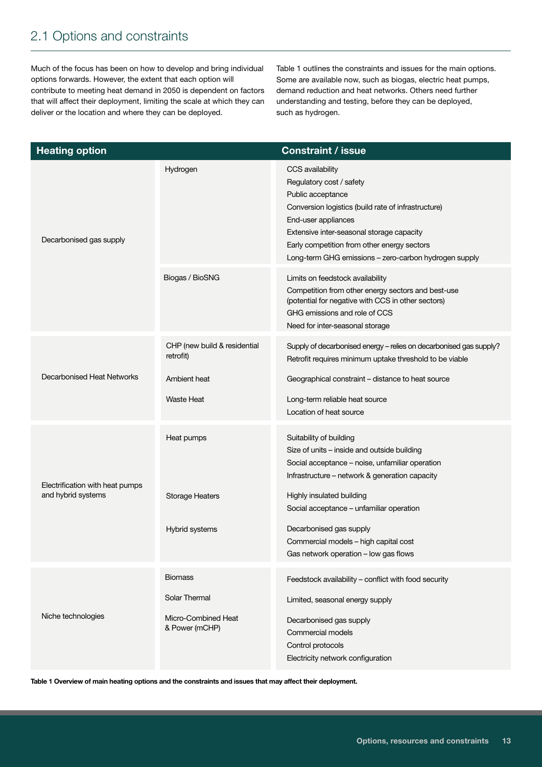## 2.1 Options and constraints

Much of the focus has been on how to develop and bring individual options forwards. However, the extent that each option will contribute to meeting heat demand in 2050 is dependent on factors that will affect their deployment, limiting the scale at which they can deliver or the location and where they can be deployed.

Table 1 outlines the constraints and issues for the main options. Some are available now, such as biogas, electric heat pumps, demand reduction and heat networks. Others need further understanding and testing, before they can be deployed, such as hydrogen.

| Heating option | | Constraint / issue |
|---|---|---|
| Decarbonised gas supply | Hydrogen | CCS availability<br>Regulatory cost / safety<br>Public acceptance<br>Conversion logistics (build rate of infrastructure)<br>End-user appliances<br>Extensive inter-seasonal storage capacity<br>Early competition from other energy sectors<br>Long-term GHG emissions – zero-carbon hydrogen supply |
| | Biogas / BioSNG | Limits on feedstock availability<br>Competition from other energy sectors and best-use (potential for negative with CCS in other sectors)<br>GHG emissions and role of CCS<br>Need for inter-seasonal storage |
| Decarbonised Heat Networks | CHP (new build & residential retrofit) | Supply of decarbonised energy – relies on decarbonised gas supply?<br>Retrofit requires minimum uptake threshold to be viable |
| | Ambient heat | Geographical constraint – distance to heat source |
| | Waste Heat | Long-term reliable heat source<br>Location of heat source |
| Electrification with heat pumps and hybrid systems | Heat pumps | Suitability of building<br>Size of units – inside and outside building<br>Social acceptance – noise, unfamiliar operation<br>Infrastructure – network & generation capacity |
| | Storage Heaters | Highly insulated building<br>Social acceptance – unfamiliar operation |
| | Hybrid systems | Decarbonised gas supply<br>Commercial models – high capital cost<br>Gas network operation – low gas flows |
| Niche technologies | Biomass | Feedstock availability – conflict with food security |
| | Solar Thermal | Limited, seasonal energy supply |
| | Micro-Combined Heat & Power (mCHP) | Decarbonised gas supply<br>Commercial models<br>Control protocols<br>Electricity network configuration |

**Table 1 Overview of main heating options and the constraints and issues that may affect their deployment.**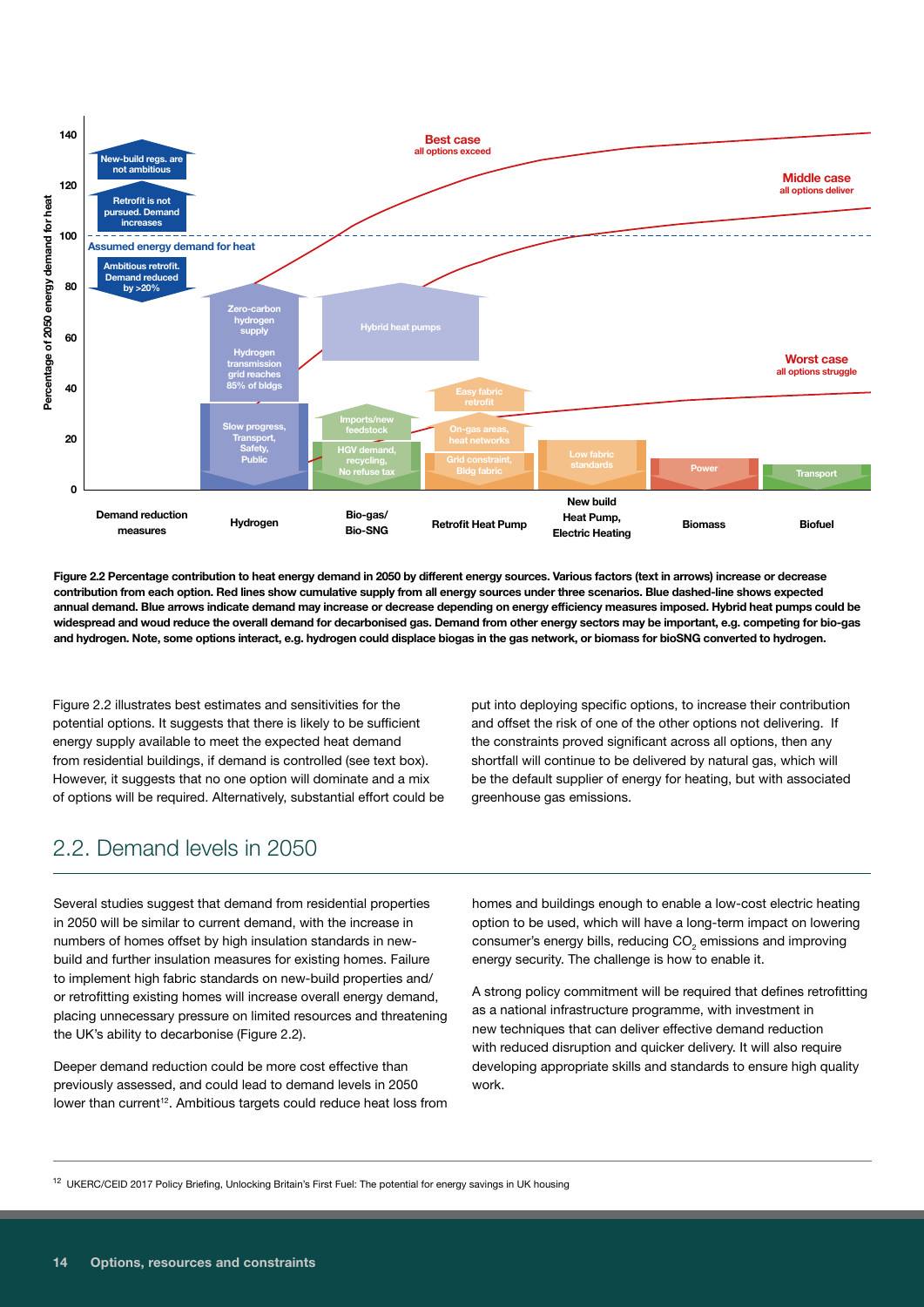Figure 2.2 Percentage contribution to heat energy demand in 2050 by different energy sources. Various factors (text in arrows) increase or decrease contribution from each option. Red lines show cumulative supply from all energy sources under three scenarios. Blue dashed-line shows expected annual demand. Blue arrows indicate demand may increase or decrease depending on energy efficiency measures imposed. Hybrid heat pumps could be widespread and woud reduce the overall demand for decarbonised gas. Demand from other energy sectors may be important, e.g. competing for bio-gas and hydrogen. Note, some options interact, e.g. hydrogen could displace biogas in the gas network, or biomass for bioSNG converted to hydrogen.

Figure 2.2 illustrates best estimates and sensitivities for the potential options. It suggests that there is likely to be sufficient energy supply available to meet the expected heat demand from residential buildings, if demand is controlled (see text box). However, it suggests that no one option will dominate and a mix of options will be required. Alternatively, substantial effort could be put into deploying specific options, to increase their contribution and offset the risk of one of the other options not delivering. If the constraints proved significant across all options, then any shortfall will continue to be delivered by natural gas, which will be the default supplier of energy for heating, but with associated greenhouse gas emissions.

## 2.2. Demand levels in 2050

Several studies suggest that demand from residential properties in 2050 will be similar to current demand, with the increase in numbers of homes offset by high insulation standards in new-build and further insulation measures for existing homes. Failure to implement high fabric standards on new-build properties and/or retrofitting existing homes will increase overall energy demand, placing unnecessary pressure on limited resources and threatening the UK's ability to decarbonise (Figure 2.2).

Deeper demand reduction could be more cost effective than previously assessed, and could lead to demand levels in 2050 lower than current[12]. Ambitious targets could reduce heat loss from homes and buildings enough to enable a low-cost electric heating option to be used, which will have a long-term impact on lowering consumer's energy bills, reducing $CO_2$ emissions and improving energy security. The challenge is how to enable it.

A strong policy commitment will be required that defines retrofitting as a national infrastructure programme, with investment in new techniques that can deliver effective demand reduction with reduced disruption and quicker delivery. It will also require developing appropriate skills and standards to ensure high quality work.

[12] UKERC/CEID 2017 Policy Briefing, Unlocking Britain's First Fuel: The potential for energy savings in UK housing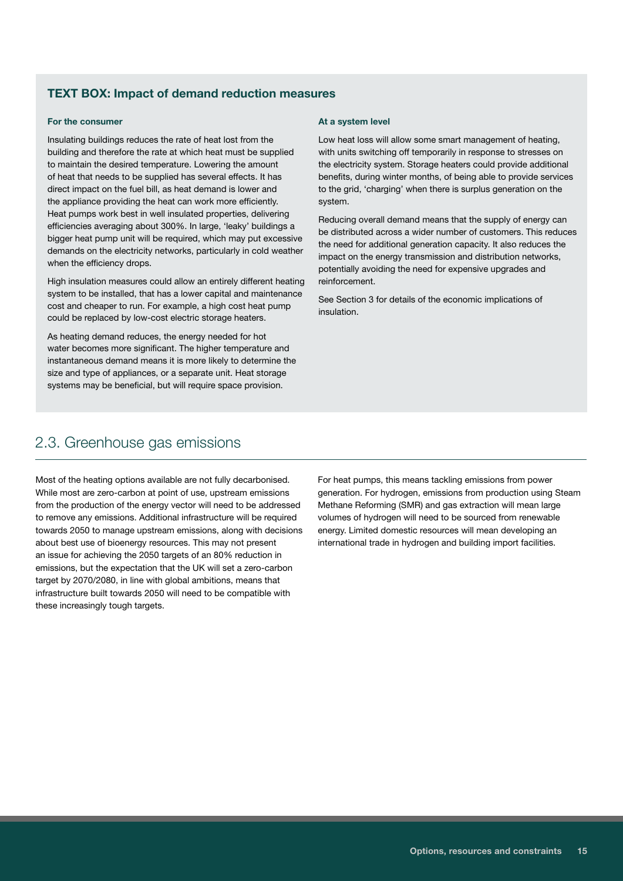### TEXT BOX: Impact of demand reduction measures

**For the consumer**

Insulating buildings reduces the rate of heat lost from the building and therefore the rate at which heat must be supplied to maintain the desired temperature. Lowering the amount of heat that needs to be supplied has several effects. It has direct impact on the fuel bill, as heat demand is lower and the appliance providing the heat can work more efficiently. Heat pumps work best in well insulated properties, delivering efficiencies averaging about 300%. In large, 'leaky' buildings a bigger heat pump unit will be required, which may put excessive demands on the electricity networks, particularly in cold weather when the efficiency drops.

High insulation measures could allow an entirely different heating system to be installed, that has a lower capital and maintenance cost and cheaper to run. For example, a high cost heat pump could be replaced by low-cost electric storage heaters.

As heating demand reduces, the energy needed for hot water becomes more significant. The higher temperature and instantaneous demand means it is more likely to determine the size and type of appliances, or a separate unit. Heat storage systems may be beneficial, but will require space provision.

**At a system level**

Low heat loss will allow some smart management of heating, with units switching off temporarily in response to stresses on the electricity system. Storage heaters could provide additional benefits, during winter months, of being able to provide services to the grid, 'charging' when there is surplus generation on the system.

Reducing overall demand means that the supply of energy can be distributed across a wider number of customers. This reduces the need for additional generation capacity. It also reduces the impact on the energy transmission and distribution networks, potentially avoiding the need for expensive upgrades and reinforcement.

See Section 3 for details of the economic implications of insulation.

## 2.3. Greenhouse gas emissions

Most of the heating options available are not fully decarbonised. While most are zero-carbon at point of use, upstream emissions from the production of the energy vector will need to be addressed to remove any emissions. Additional infrastructure will be required towards 2050 to manage upstream emissions, along with decisions about best use of bioenergy resources. This may not present an issue for achieving the 2050 targets of an 80% reduction in emissions, but the expectation that the UK will set a zero-carbon target by 2070/2080, in line with global ambitions, means that infrastructure built towards 2050 will need to be compatible with these increasingly tough targets.

For heat pumps, this means tackling emissions from power generation. For hydrogen, emissions from production using Steam Methane Reforming (SMR) and gas extraction will mean large volumes of hydrogen will need to be sourced from renewable energy. Limited domestic resources will mean developing an international trade in hydrogen and building import facilities.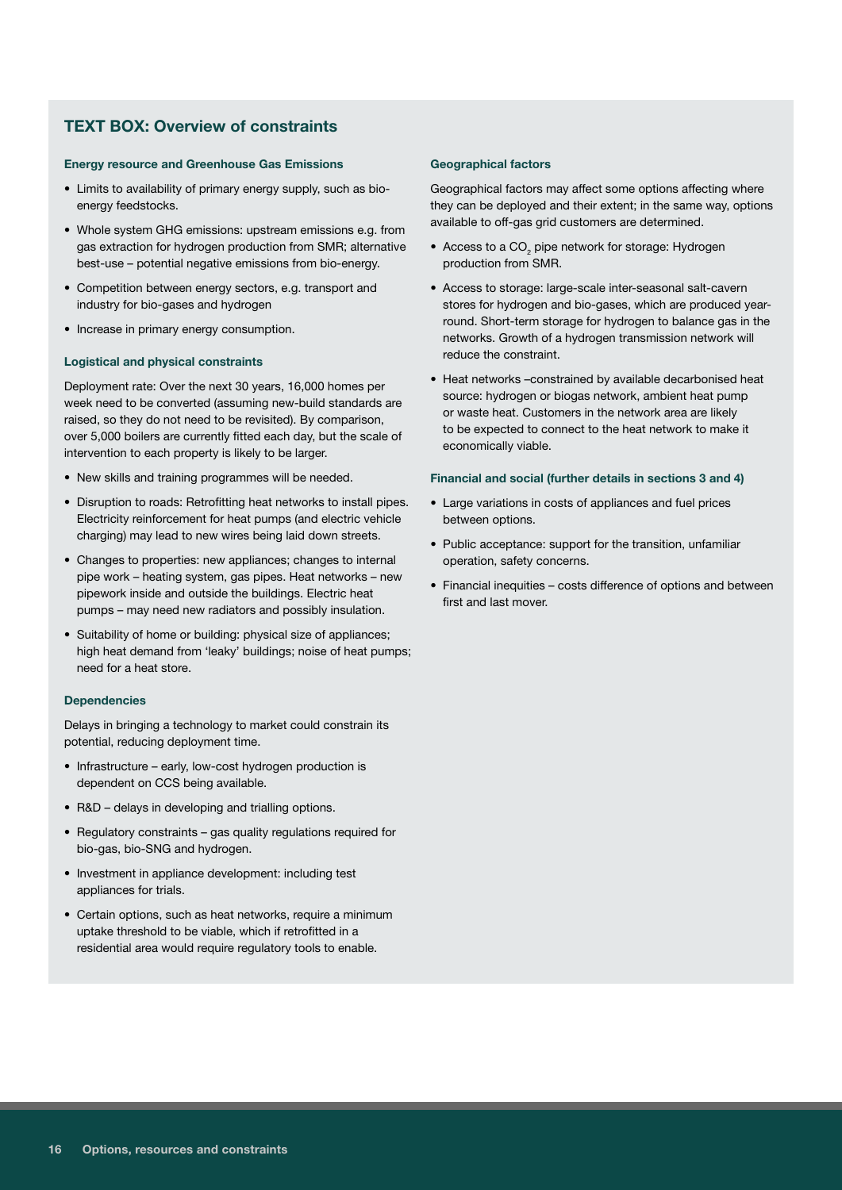## TEXT BOX: Overview of constraints

### Energy resource and Greenhouse Gas Emissions

- Limits to availability of primary energy supply, such as bio-energy feedstocks.
- Whole system GHG emissions: upstream emissions e.g. from gas extraction for hydrogen production from SMR; alternative best-use – potential negative emissions from bio-energy.
- Competition between energy sectors, e.g. transport and industry for bio-gases and hydrogen
- Increase in primary energy consumption.

### Logistical and physical constraints

Deployment rate: Over the next 30 years, 16,000 homes per week need to be converted (assuming new-build standards are raised, so they do not need to be revisited). By comparison, over 5,000 boilers are currently fitted each day, but the scale of intervention to each property is likely to be larger.

- New skills and training programmes will be needed.
- Disruption to roads: Retrofitting heat networks to install pipes. Electricity reinforcement for heat pumps (and electric vehicle charging) may lead to new wires being laid down streets.
- Changes to properties: new appliances; changes to internal pipe work – heating system, gas pipes. Heat networks – new pipework inside and outside the buildings. Electric heat pumps – may need new radiators and possibly insulation.
- Suitability of home or building: physical size of appliances; high heat demand from 'leaky' buildings; noise of heat pumps; need for a heat store.

### Dependencies

Delays in bringing a technology to market could constrain its potential, reducing deployment time.

- Infrastructure – early, low-cost hydrogen production is dependent on CCS being available.
- R&D – delays in developing and trialling options.
- Regulatory constraints – gas quality regulations required for bio-gas, bio-SNG and hydrogen.
- Investment in appliance development: including test appliances for trials.
- Certain options, such as heat networks, require a minimum uptake threshold to be viable, which if retrofitted in a residential area would require regulatory tools to enable.

### Geographical factors

Geographical factors may affect some options affecting where they can be deployed and their extent; in the same way, options available to off-gas grid customers are determined.

- Access to a $CO_2$ pipe network for storage: Hydrogen production from SMR.
- Access to storage: large-scale inter-seasonal salt-cavern stores for hydrogen and bio-gases, which are produced year-round. Short-term storage for hydrogen to balance gas in the networks. Growth of a hydrogen transmission network will reduce the constraint.
- Heat networks –constrained by available decarbonised heat source: hydrogen or biogas network, ambient heat pump or waste heat. Customers in the network area are likely to be expected to connect to the heat network to make it economically viable.

### Financial and social (further details in sections 3 and 4)

- Large variations in costs of appliances and fuel prices between options.
- Public acceptance: support for the transition, unfamiliar operation, safety concerns.
- Financial inequities – costs difference of options and between first and last mover.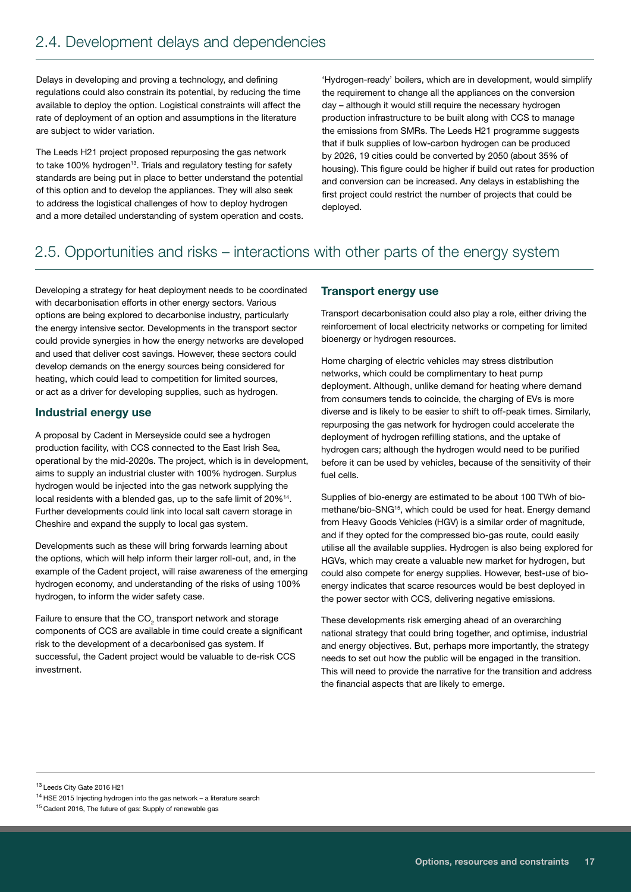## 2.4. Development delays and dependencies

Delays in developing and proving a technology, and defining regulations could also constrain its potential, by reducing the time available to deploy the option. Logistical constraints will affect the rate of deployment of an option and assumptions in the literature are subject to wider variation.

The Leeds H21 project proposed repurposing the gas network to take 100% hydrogen[13]. Trials and regulatory testing for safety standards are being put in place to better understand the potential of this option and to develop the appliances. They will also seek to address the logistical challenges of how to deploy hydrogen and a more detailed understanding of system operation and costs.

'Hydrogen-ready' boilers, which are in development, would simplify the requirement to change all the appliances on the conversion day – although it would still require the necessary hydrogen production infrastructure to be built along with CCS to manage the emissions from SMRs. The Leeds H21 programme suggests that if bulk supplies of low-carbon hydrogen can be produced by 2026, 19 cities could be converted by 2050 (about 35% of housing). This figure could be higher if build out rates for production and conversion can be increased. Any delays in establishing the first project could restrict the number of projects that could be deployed.

## 2.5. Opportunities and risks – interactions with other parts of the energy system

Developing a strategy for heat deployment needs to be coordinated with decarbonisation efforts in other energy sectors. Various options are being explored to decarbonise industry, particularly the energy intensive sector. Developments in the transport sector could provide synergies in how the energy networks are developed and used that deliver cost savings. However, these sectors could develop demands on the energy sources being considered for heating, which could lead to competition for limited sources, or act as a driver for developing supplies, such as hydrogen.

### Industrial energy use

A proposal by Cadent in Merseyside could see a hydrogen production facility, with CCS connected to the East Irish Sea, operational by the mid-2020s. The project, which is in development, aims to supply an industrial cluster with 100% hydrogen. Surplus hydrogen would be injected into the gas network supplying the local residents with a blended gas, up to the safe limit of 20%[14]. Further developments could link into local salt cavern storage in Cheshire and expand the supply to local gas system.

Developments such as these will bring forwards learning about the options, which will help inform their larger roll-out, and, in the example of the Cadent project, will raise awareness of the emerging hydrogen economy, and understanding of the risks of using 100% hydrogen, to inform the wider safety case.

Failure to ensure that the $CO_2$ transport network and storage components of CCS are available in time could create a significant risk to the development of a decarbonised gas system. If successful, the Cadent project would be valuable to de-risk CCS investment.

### Transport energy use

Transport decarbonisation could also play a role, either driving the reinforcement of local electricity networks or competing for limited bioenergy or hydrogen resources.

Home charging of electric vehicles may stress distribution networks, which could be complimentary to heat pump deployment. Although, unlike demand for heating where demand from consumers tends to coincide, the charging of EVs is more diverse and is likely to be easier to shift to off-peak times. Similarly, repurposing the gas network for hydrogen could accelerate the deployment of hydrogen refilling stations, and the uptake of hydrogen cars; although the hydrogen would need to be purified before it can be used by vehicles, because of the sensitivity of their fuel cells.

Supplies of bio-energy are estimated to be about 100 TWh of bio-methane/bio-SNG[15], which could be used for heat. Energy demand from Heavy Goods Vehicles (HGV) is a similar order of magnitude, and if they opted for the compressed bio-gas route, could easily utilise all the available supplies. Hydrogen is also being explored for HGVs, which may create a valuable new market for hydrogen, but could also compete for energy supplies. However, best-use of bio-energy indicates that scarce resources would be best deployed in the power sector with CCS, delivering negative emissions.

These developments risk emerging ahead of an overarching national strategy that could bring together, and optimise, industrial and energy objectives. But, perhaps more importantly, the strategy needs to set out how the public will be engaged in the transition. This will need to provide the narrative for the transition and address the financial aspects that are likely to emerge.

---

[13] Leeds City Gate 2016 H21

[14] HSE 2015 Injecting hydrogen into the gas network – a literature search

[15] Cadent 2016, The future of gas: Supply of renewable gas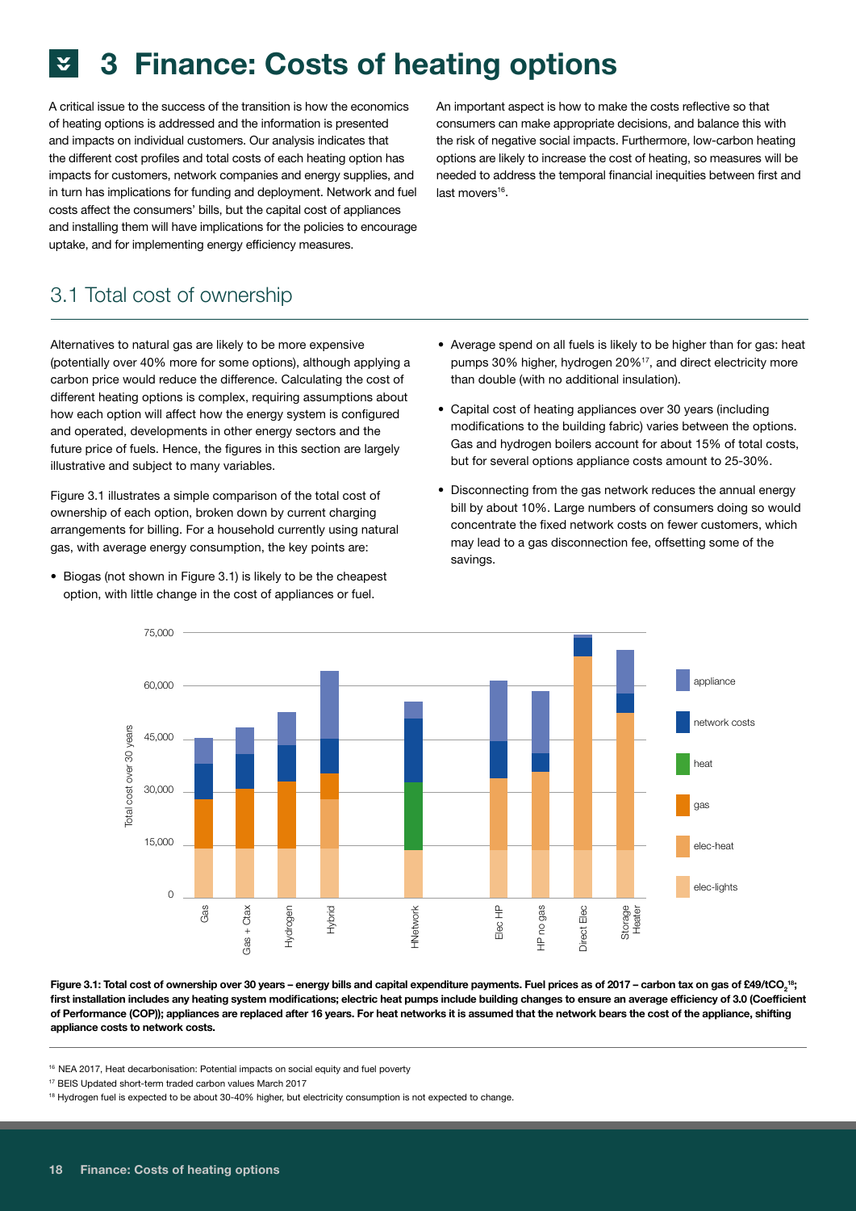# 3 Finance: Costs of heating options

A critical issue to the success of the transition is how the economics of heating options is addressed and the information is presented and impacts on individual customers. Our analysis indicates that the different cost profiles and total costs of each heating option has impacts for customers, network companies and energy supplies, and in turn has implications for funding and deployment. Network and fuel costs affect the consumers' bills, but the capital cost of appliances and installing them will have implications for the policies to encourage uptake, and for implementing energy efficiency measures.

An important aspect is how to make the costs reflective so that consumers can make appropriate decisions, and balance this with the risk of negative social impacts. Furthermore, low-carbon heating options are likely to increase the cost of heating, so measures will be needed to address the temporal financial inequities between first and last movers[16].

## 3.1 Total cost of ownership

Alternatives to natural gas are likely to be more expensive (potentially over 40% more for some options), although applying a carbon price would reduce the difference. Calculating the cost of different heating options is complex, requiring assumptions about how each option will affect how the energy system is configured and operated, developments in other energy sectors and the future price of fuels. Hence, the figures in this section are largely illustrative and subject to many variables.

Figure 3.1 illustrates a simple comparison of the total cost of ownership of each option, broken down by current charging arrangements for billing. For a household currently using natural gas, with average energy consumption, the key points are:

- Biogas (not shown in Figure 3.1) is likely to be the cheapest option, with little change in the cost of appliances or fuel.
- Average spend on all fuels is likely to be higher than for gas: heat pumps 30% higher, hydrogen 20%[17], and direct electricity more than double (with no additional insulation).
- Capital cost of heating appliances over 30 years (including modifications to the building fabric) varies between the options. Gas and hydrogen boilers account for about 15% of total costs, but for several options appliance costs amount to 25-30%.
- Disconnecting from the gas network reduces the annual energy bill by about 10%. Large numbers of consumers doing so would concentrate the fixed network costs on fewer customers, which may lead to a gas disconnection fee, offsetting some of the savings.

**Figure 3.1: Total cost of ownership over 30 years – energy bills and capital expenditure payments. Fuel prices as of 2017 – carbon tax on gas of £49/t$CO_2$[18]; first installation includes any heating system modifications; electric heat pumps include building changes to ensure an average efficiency of 3.0 (Coefficient of Performance (COP)); appliances are replaced after 16 years. For heat networks it is assumed that the network bears the cost of the appliance, shifting appliance costs to network costs.**

[16] NEA 2017, Heat decarbonisation: Potential impacts on social equity and fuel poverty

[17] BEIS Updated short-term traded carbon values March 2017

[18] Hydrogen fuel is expected to be about 30-40% higher, but electricity consumption is not expected to change.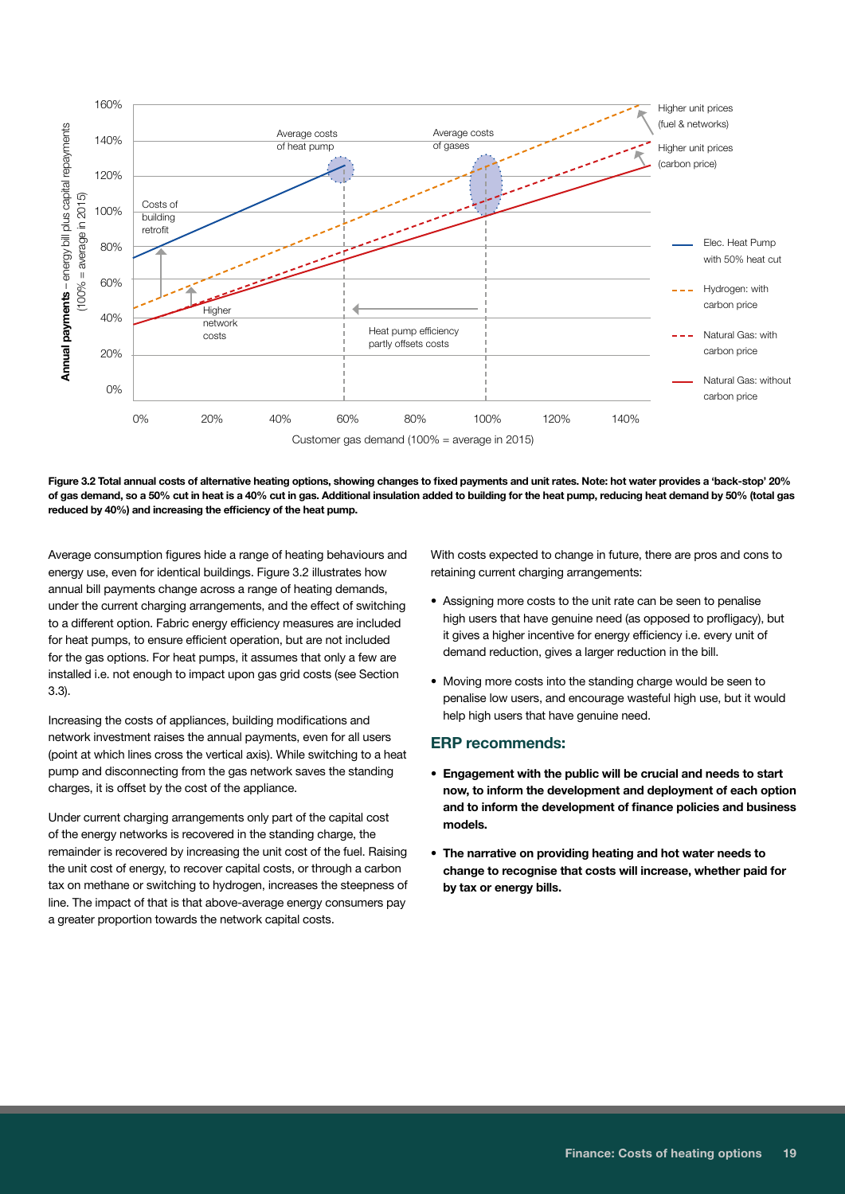**Figure 3.2 Total annual costs of alternative heating options, showing changes to fixed payments and unit rates. Note: hot water provides a 'back-stop' 20% of gas demand, so a 50% cut in heat is a 40% cut in gas. Additional insulation added to building for the heat pump, reducing heat demand by 50% (total gas reduced by 40%) and increasing the efficiency of the heat pump.**

Average consumption figures hide a range of heating behaviours and energy use, even for identical buildings. Figure 3.2 illustrates how annual bill payments change across a range of heating demands, under the current charging arrangements, and the effect of switching to a different option. Fabric energy efficiency measures are included for heat pumps, to ensure efficient operation, but are not included for the gas options. For heat pumps, it assumes that only a few are installed i.e. not enough to impact upon gas grid costs (see Section 3.3).

Increasing the costs of appliances, building modifications and network investment raises the annual payments, even for all users (point at which lines cross the vertical axis). While switching to a heat pump and disconnecting from the gas network saves the standing charges, it is offset by the cost of the appliance.

Under current charging arrangements only part of the capital cost of the energy networks is recovered in the standing charge, the remainder is recovered by increasing the unit cost of the fuel. Raising the unit cost of energy, to recover capital costs, or through a carbon tax on methane or switching to hydrogen, increases the steepness of line. The impact of that is that above-average energy consumers pay a greater proportion towards the network capital costs.

With costs expected to change in future, there are pros and cons to retaining current charging arrangements:

- Assigning more costs to the unit rate can be seen to penalise high users that have genuine need (as opposed to profligacy), but it gives a higher incentive for energy efficiency i.e. every unit of demand reduction, gives a larger reduction in the bill.
- Moving more costs into the standing charge would be seen to penalise low users, and encourage wasteful high use, but it would help high users that have genuine need.

## ERP recommends:

- **Engagement with the public will be crucial and needs to start now, to inform the development and deployment of each option and to inform the development of finance policies and business models.**
- **The narrative on providing heating and hot water needs to change to recognise that costs will increase, whether paid for by tax or energy bills.**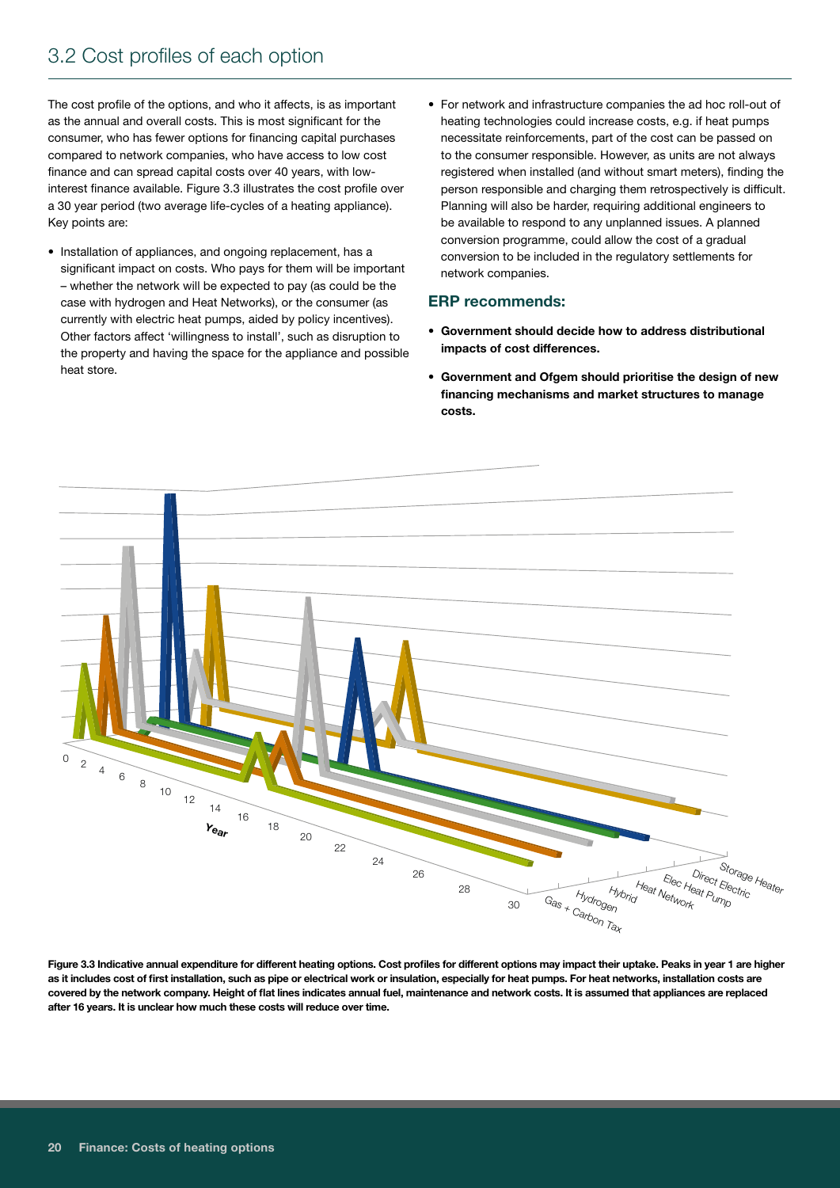## 3.2 Cost profiles of each option

The cost profile of the options, and who it affects, is as important as the annual and overall costs. This is most significant for the consumer, who has fewer options for financing capital purchases compared to network companies, who have access to low cost finance and can spread capital costs over 40 years, with low-interest finance available. Figure 3.3 illustrates the cost profile over a 30 year period (two average life-cycles of a heating appliance). Key points are:

- Installation of appliances, and ongoing replacement, has a significant impact on costs. Who pays for them will be important – whether the network will be expected to pay (as could be the case with hydrogen and Heat Networks), or the consumer (as currently with electric heat pumps, aided by policy incentives). Other factors affect 'willingness to install', such as disruption to the property and having the space for the appliance and possible heat store.
- For network and infrastructure companies the ad hoc roll-out of heating technologies could increase costs, e.g. if heat pumps necessitate reinforcements, part of the cost can be passed on to the consumer responsible. However, as units are not always registered when installed (and without smart meters), finding the person responsible and charging them retrospectively is difficult. Planning will also be harder, requiring additional engineers to be available to respond to any unplanned issues. A planned conversion programme, could allow the cost of a gradual conversion to be included in the regulatory settlements for network companies.

### ERP recommends:

- **Government should decide how to address distributional impacts of cost differences.**
- **Government and Ofgem should prioritise the design of new financing mechanisms and market structures to manage costs.**

**Figure 3.3 Indicative annual expenditure for different heating options. Cost profiles for different options may impact their uptake. Peaks in year 1 are higher as it includes cost of first installation, such as pipe or electrical work or insulation, especially for heat pumps. For heat networks, installation costs are covered by the network company. Height of flat lines indicates annual fuel, maintenance and network costs. It is assumed that appliances are replaced after 16 years. It is unclear how much these costs will reduce over time.**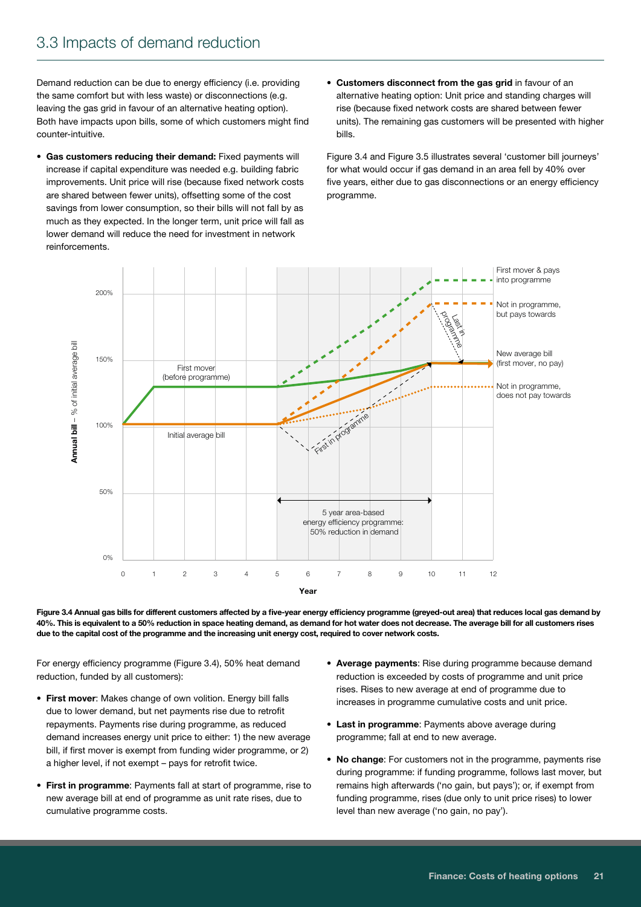## 3.3 Impacts of demand reduction

Demand reduction can be due to energy efficiency (i.e. providing the same comfort but with less waste) or disconnections (e.g. leaving the gas grid in favour of an alternative heating option). Both have impacts upon bills, some of which customers might find counter-intuitive.

- **Gas customers reducing their demand:** Fixed payments will increase if capital expenditure was needed e.g. building fabric improvements. Unit price will rise (because fixed network costs are shared between fewer units), offsetting some of the cost savings from lower consumption, so their bills will not fall by as much as they expected. In the longer term, unit price will fall as lower demand will reduce the need for investment in network reinforcements.
- **Customers disconnect from the gas grid** in favour of an alternative heating option: Unit price and standing charges will rise (because fixed network costs are shared between fewer units). The remaining gas customers will be presented with higher bills.

Figure 3.4 and Figure 3.5 illustrates several 'customer bill journeys' for what would occur if gas demand in an area fell by 40% over five years, either due to gas disconnections or an energy efficiency programme.

**Figure 3.4 Annual gas bills for different customers affected by a five-year energy efficiency programme (greyed-out area) that reduces local gas demand by 40%. This is equivalent to a 50% reduction in space heating demand, as demand for hot water does not decrease. The average bill for all customers rises due to the capital cost of the programme and the increasing unit energy cost, required to cover network costs.**

For energy efficiency programme (Figure 3.4), 50% heat demand reduction, funded by all customers):

- **First mover**: Makes change of own volition. Energy bill falls due to lower demand, but net payments rise due to retrofit repayments. Payments rise during programme, as reduced demand increases energy unit price to either: 1) the new average bill, if first mover is exempt from funding wider programme, or 2) a higher level, if not exempt – pays for retrofit twice.
- **First in programme**: Payments fall at start of programme, rise to new average bill at end of programme as unit rate rises, due to cumulative programme costs.
- **Average payments**: Rise during programme because demand reduction is exceeded by costs of programme and unit price rises. Rises to new average at end of programme due to increases in programme cumulative costs and unit price.
- **Last in programme**: Payments above average during programme; fall at end to new average.
- **No change**: For customers not in the programme, payments rise during programme: if funding programme, follows last mover, but remains high afterwards ('no gain, but pays'); or, if exempt from funding programme, rises (due only to unit price rises) to lower level than new average ('no gain, no pay').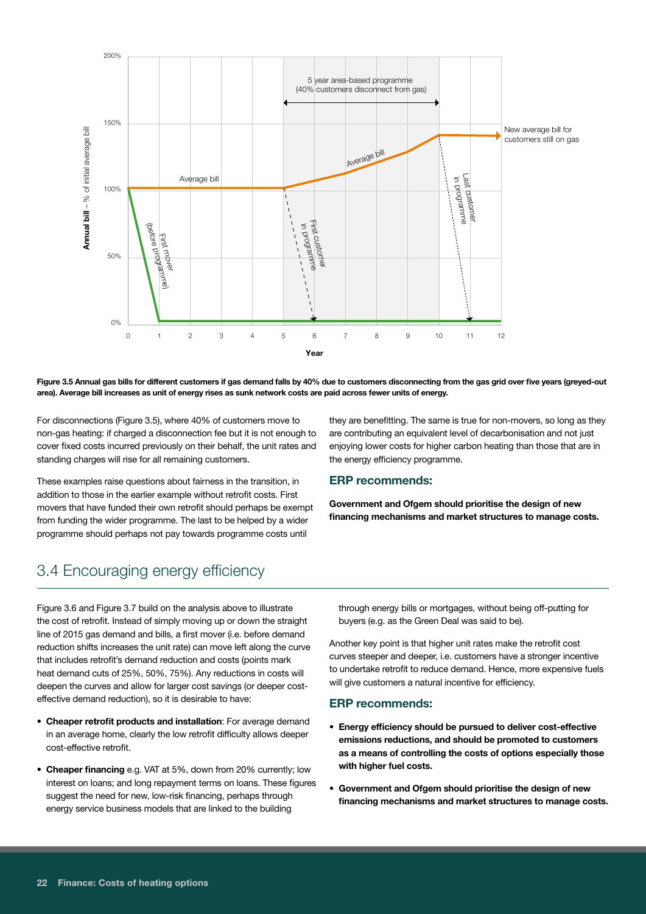**Figure 3.5 Annual gas bills for different customers if gas demand falls by 40% due to customers disconnecting from the gas grid over five years (greyed-out area). Average bill increases as unit of energy rises as sunk network costs are paid across fewer units of energy.**

For disconnections (Figure 3.5), where 40% of customers move to non-gas heating: if charged a disconnection fee but it is not enough to cover fixed costs incurred previously on their behalf, the unit rates and standing charges will rise for all remaining customers.

These examples raise questions about fairness in the transition, in addition to those in the earlier example without retrofit costs. First movers that have funded their own retrofit should perhaps be exempt from funding the wider programme. The last to be helped by a wider programme should perhaps not pay towards programme costs until they are benefitting. The same is true for non-movers, so long as they are contributing an equivalent level of decarbonisation and not just enjoying lower costs for higher carbon heating than those that are in the energy efficiency programme.

### ERP recommends:

**Government and Ofgem should prioritise the design of new financing mechanisms and market structures to manage costs.**

## 3.4 Encouraging energy efficiency

Figure 3.6 and Figure 3.7 build on the analysis above to illustrate the cost of retrofit. Instead of simply moving up or down the straight line of 2015 gas demand and bills, a first mover (i.e. before demand reduction shifts increases the unit rate) can move left along the curve that includes retrofit's demand reduction and costs (points mark heat demand cuts of 25%, 50%, 75%). Any reductions in costs will deepen the curves and allow for larger cost savings (or deeper cost-effective demand reduction), so it is desirable to have:

- **Cheaper retrofit products and installation**: For average demand in an average home, clearly the low retrofit difficulty allows deeper cost-effective retrofit.
- **Cheaper financing** e.g. VAT at 5%, down from 20% currently; low interest on loans; and long repayment terms on loans. These figures suggest the need for new, low-risk financing, perhaps through energy service business models that are linked to the building through energy bills or mortgages, without being off-putting for buyers (e.g. as the Green Deal was said to be).

Another key point is that higher unit rates make the retrofit cost curves steeper and deeper, i.e. customers have a stronger incentive to undertake retrofit to reduce demand. Hence, more expensive fuels will give customers a natural incentive for efficiency.

### ERP recommends:

- **Energy efficiency should be pursued to deliver cost-effective emissions reductions, and should be promoted to customers as a means of controlling the costs of options especially those with higher fuel costs.**
- **Government and Ofgem should prioritise the design of new financing mechanisms and market structures to manage costs.**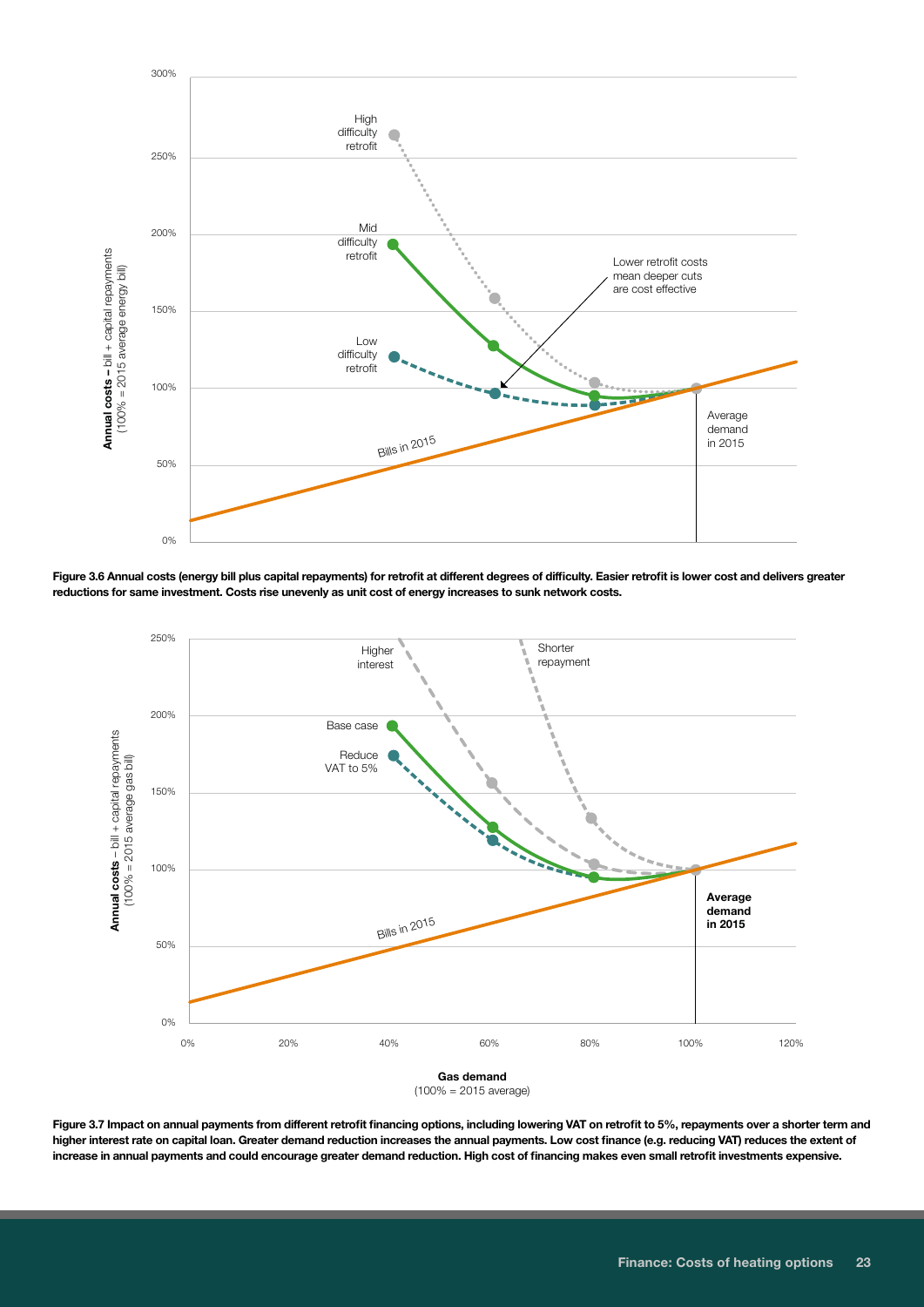Figure 3.6 Annual costs (energy bill plus capital repayments) for retrofit at different degrees of difficulty. Easier retrofit is lower cost and delivers greater reductions for same investment. Costs rise unevenly as unit cost of energy increases to sunk network costs.

Figure 3.7 Impact on annual payments from different retrofit financing options, including lowering VAT on retrofit to 5%, repayments over a shorter term and higher interest rate on capital loan. Greater demand reduction increases the annual payments. Low cost finance (e.g. reducing VAT) reduces the extent of increase in annual payments and could encourage greater demand reduction. High cost of financing makes even small retrofit investments expensive.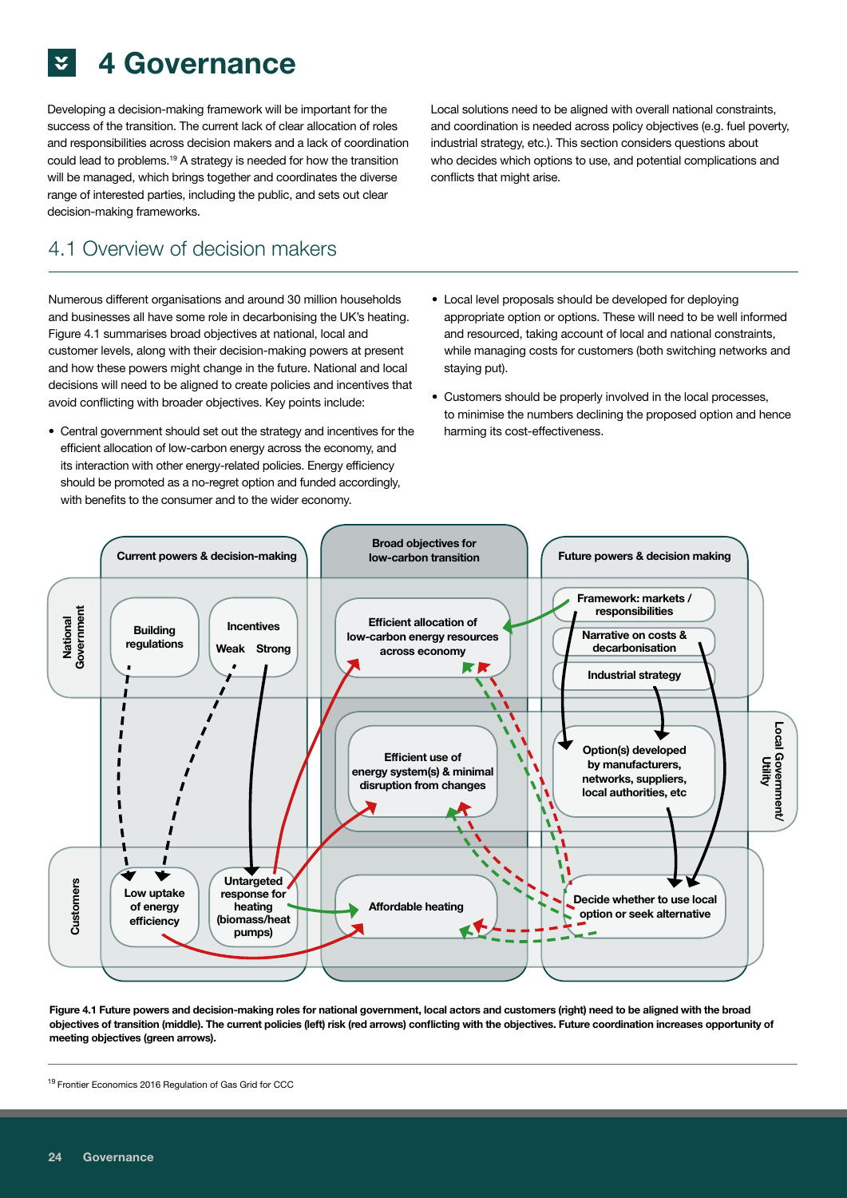# 4 Governance

Developing a decision-making framework will be important for the success of the transition. The current lack of clear allocation of roles and responsibilities across decision makers and a lack of coordination could lead to problems.[19] A strategy is needed for how the transition will be managed, which brings together and coordinates the diverse range of interested parties, including the public, and sets out clear decision-making frameworks.

Local solutions need to be aligned with overall national constraints, and coordination is needed across policy objectives (e.g. fuel poverty, industrial strategy, etc.). This section considers questions about who decides which options to use, and potential complications and conflicts that might arise.

## 4.1 Overview of decision makers

Numerous different organisations and around 30 million households and businesses all have some role in decarbonising the UK's heating. Figure 4.1 summarises broad objectives at national, local and customer levels, along with their decision-making powers at present and how these powers might change in the future. National and local decisions will need to be aligned to create policies and incentives that avoid conflicting with broader objectives. Key points include:

- Central government should set out the strategy and incentives for the efficient allocation of low-carbon energy across the economy, and its interaction with other energy-related policies. Energy efficiency should be promoted as a no-regret option and funded accordingly, with benefits to the consumer and to the wider economy.
- Local level proposals should be developed for deploying appropriate option or options. These will need to be well informed and resourced, taking account of local and national constraints, while managing costs for customers (both switching networks and staying put).
- Customers should be properly involved in the local processes, to minimise the numbers declining the proposed option and hence harming its cost-effectiveness.

**Figure 4.1 Future powers and decision-making roles for national government, local actors and customers (right) need to be aligned with the broad objectives of transition (middle). The current policies (left) risk (red arrows) conflicting with the objectives. Future coordination increases opportunity of meeting objectives (green arrows).**

[19] Frontier Economics 2016 Regulation of Gas Grid for CCC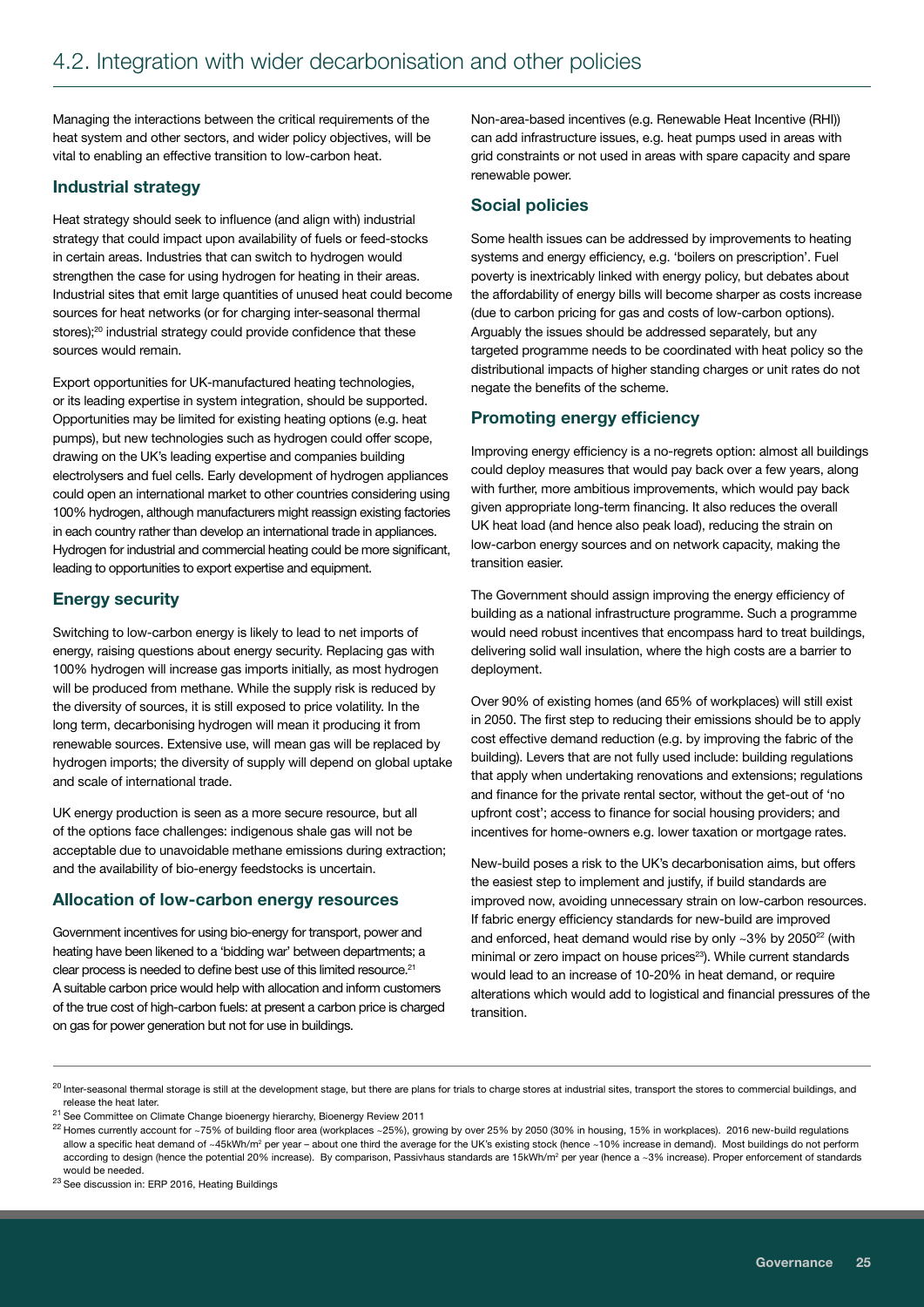## 4.2. Integration with wider decarbonisation and other policies

Managing the interactions between the critical requirements of the heat system and other sectors, and wider policy objectives, will be vital to enabling an effective transition to low-carbon heat.

### Industrial strategy

Heat strategy should seek to influence (and align with) industrial strategy that could impact upon availability of fuels or feed-stocks in certain areas. Industries that can switch to hydrogen would strengthen the case for using hydrogen for heating in their areas. Industrial sites that emit large quantities of unused heat could become sources for heat networks (or for charging inter-seasonal thermal stores);[20] industrial strategy could provide confidence that these sources would remain.

Export opportunities for UK-manufactured heating technologies, or its leading expertise in system integration, should be supported. Opportunities may be limited for existing heating options (e.g. heat pumps), but new technologies such as hydrogen could offer scope, drawing on the UK's leading expertise and companies building electrolysers and fuel cells. Early development of hydrogen appliances could open an international market to other countries considering using 100% hydrogen, although manufacturers might reassign existing factories in each country rather than develop an international trade in appliances. Hydrogen for industrial and commercial heating could be more significant, leading to opportunities to export expertise and equipment.

### Energy security

Switching to low-carbon energy is likely to lead to net imports of energy, raising questions about energy security. Replacing gas with 100% hydrogen will increase gas imports initially, as most hydrogen will be produced from methane. While the supply risk is reduced by the diversity of sources, it is still exposed to price volatility. In the long term, decarbonising hydrogen will mean it producing it from renewable sources. Extensive use, will mean gas will be replaced by hydrogen imports; the diversity of supply will depend on global uptake and scale of international trade.

UK energy production is seen as a more secure resource, but all of the options face challenges: indigenous shale gas will not be acceptable due to unavoidable methane emissions during extraction; and the availability of bio-energy feedstocks is uncertain.

### Allocation of low-carbon energy resources

Government incentives for using bio-energy for transport, power and heating have been likened to a 'bidding war' between departments; a clear process is needed to define best use of this limited resource.[21] A suitable carbon price would help with allocation and inform customers of the true cost of high-carbon fuels: at present a carbon price is charged on gas for power generation but not for use in buildings.

Non-area-based incentives (e.g. Renewable Heat Incentive (RHI)) can add infrastructure issues, e.g. heat pumps used in areas with grid constraints or not used in areas with spare capacity and spare renewable power.

### Social policies

Some health issues can be addressed by improvements to heating systems and energy efficiency, e.g. 'boilers on prescription'. Fuel poverty is inextricably linked with energy policy, but debates about the affordability of energy bills will become sharper as costs increase (due to carbon pricing for gas and costs of low-carbon options). Arguably the issues should be addressed separately, but any targeted programme needs to be coordinated with heat policy so the distributional impacts of higher standing charges or unit rates do not negate the benefits of the scheme.

### Promoting energy efficiency

Improving energy efficiency is a no-regrets option: almost all buildings could deploy measures that would pay back over a few years, along with further, more ambitious improvements, which would pay back given appropriate long-term financing. It also reduces the overall UK heat load (and hence also peak load), reducing the strain on low-carbon energy sources and on network capacity, making the transition easier.

The Government should assign improving the energy efficiency of building as a national infrastructure programme. Such a programme would need robust incentives that encompass hard to treat buildings, delivering solid wall insulation, where the high costs are a barrier to deployment.

Over 90% of existing homes (and 65% of workplaces) will still exist in 2050. The first step to reducing their emissions should be to apply cost effective demand reduction (e.g. by improving the fabric of the building). Levers that are not fully used include: building regulations that apply when undertaking renovations and extensions; regulations and finance for the private rental sector, without the get-out of 'no upfront cost'; access to finance for social housing providers; and incentives for home-owners e.g. lower taxation or mortgage rates.

New-build poses a risk to the UK's decarbonisation aims, but offers the easiest step to implement and justify, if build standards are improved now, avoiding unnecessary strain on low-carbon resources. If fabric energy efficiency standards for new-build are improved and enforced, heat demand would rise by only ~3% by 2050[22] (with minimal or zero impact on house prices[23]). While current standards would lead to an increase of 10-20% in heat demand, or require alterations which would add to logistical and financial pressures of the transition.

---

[20] Inter-seasonal thermal storage is still at the development stage, but there are plans for trials to charge stores at industrial sites, transport the stores to commercial buildings, and release the heat later.

[21] See Committee on Climate Change bioenergy hierarchy, Bioenergy Review 2011

[22] Homes currently account for ~75% of building floor area (workplaces ~25%), growing by over 25% by 2050 (30% in housing, 15% in workplaces). 2016 new-build regulations allow a specific heat demand of ~45kWh/m² per year – about one third the average for the UK's existing stock (hence ~10% increase in demand). Most buildings do not perform according to design (hence the potential 20% increase). By comparison, Passivhaus standards are 15kWh/m² per year (hence a ~3% increase). Proper enforcement of standards would be needed.

[23] See discussion in: ERP 2016, Heating Buildings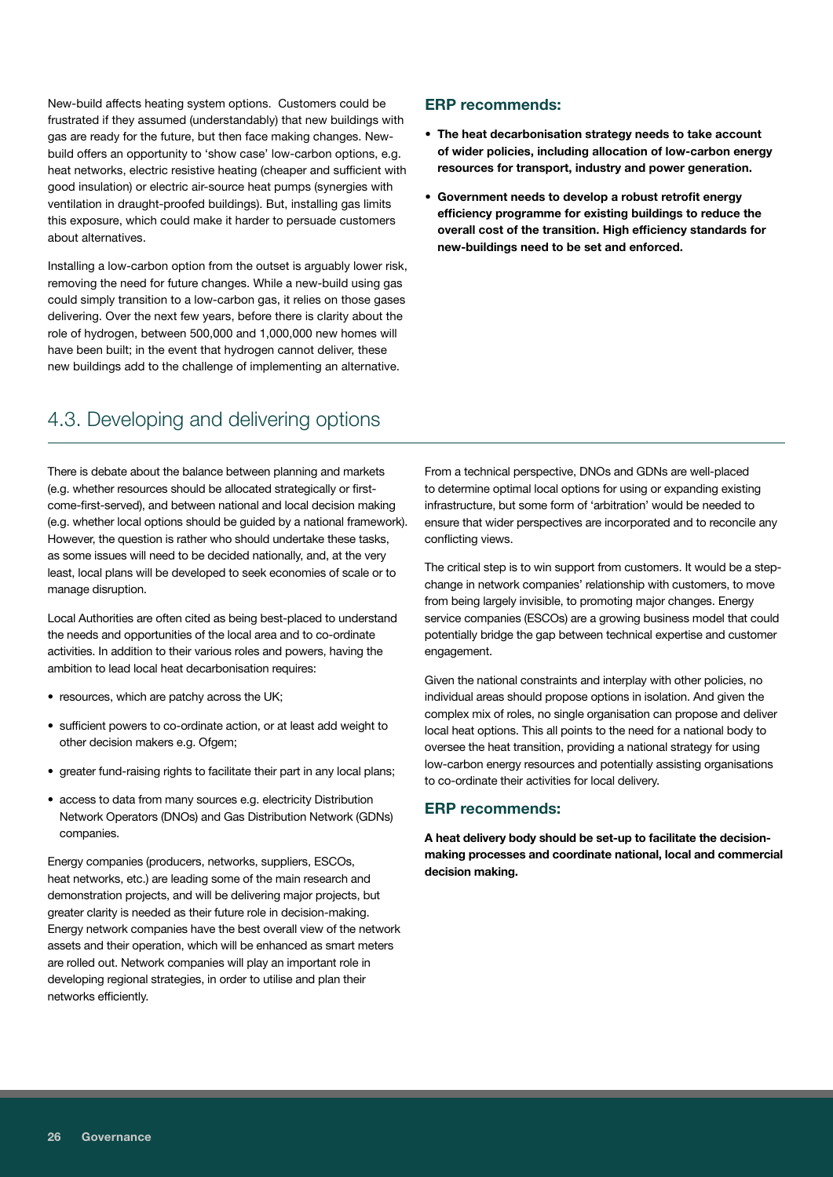New-build affects heating system options. Customers could be frustrated if they assumed (understandably) that new buildings with gas are ready for the future, but then face making changes. New-build offers an opportunity to 'show case' low-carbon options, e.g. heat networks, electric resistive heating (cheaper and sufficient with good insulation) or electric air-source heat pumps (synergies with ventilation in draught-proofed buildings). But, installing gas limits this exposure, which could make it harder to persuade customers about alternatives.

Installing a low-carbon option from the outset is arguably lower risk, removing the need for future changes. While a new-build using gas could simply transition to a low-carbon gas, it relies on those gases delivering. Over the next few years, before there is clarity about the role of hydrogen, between 500,000 and 1,000,000 new homes will have been built; in the event that hydrogen cannot deliver, these new buildings add to the challenge of implementing an alternative.

### ERP recommends:

- **The heat decarbonisation strategy needs to take account of wider policies, including allocation of low-carbon energy resources for transport, industry and power generation.**
- **Government needs to develop a robust retrofit energy efficiency programme for existing buildings to reduce the overall cost of the transition. High efficiency standards for new-buildings need to be set and enforced.**

## 4.3. Developing and delivering options

There is debate about the balance between planning and markets (e.g. whether resources should be allocated strategically or first-come-first-served), and between national and local decision making (e.g. whether local options should be guided by a national framework). However, the question is rather who should undertake these tasks, as some issues will need to be decided nationally, and, at the very least, local plans will be developed to seek economies of scale or to manage disruption.

Local Authorities are often cited as being best-placed to understand the needs and opportunities of the local area and to co-ordinate activities. In addition to their various roles and powers, having the ambition to lead local heat decarbonisation requires:

- resources, which are patchy across the UK;
- sufficient powers to co-ordinate action, or at least add weight to other decision makers e.g. Ofgem;
- greater fund-raising rights to facilitate their part in any local plans;
- access to data from many sources e.g. electricity Distribution Network Operators (DNOs) and Gas Distribution Network (GDNs) companies.

Energy companies (producers, networks, suppliers, ESCOs, heat networks, etc.) are leading some of the main research and demonstration projects, and will be delivering major projects, but greater clarity is needed as their future role in decision-making. Energy network companies have the best overall view of the network assets and their operation, which will be enhanced as smart meters are rolled out. Network companies will play an important role in developing regional strategies, in order to utilise and plan their networks efficiently.

From a technical perspective, DNOs and GDNs are well-placed to determine optimal local options for using or expanding existing infrastructure, but some form of 'arbitration' would be needed to ensure that wider perspectives are incorporated and to reconcile any conflicting views.

The critical step is to win support from customers. It would be a step-change in network companies' relationship with customers, to move from being largely invisible, to promoting major changes. Energy service companies (ESCOs) are a growing business model that could potentially bridge the gap between technical expertise and customer engagement.

Given the national constraints and interplay with other policies, no individual areas should propose options in isolation. And given the complex mix of roles, no single organisation can propose and deliver local heat options. This all points to the need for a national body to oversee the heat transition, providing a national strategy for using low-carbon energy resources and potentially assisting organisations to co-ordinate their activities for local delivery.

### ERP recommends:

**A heat delivery body should be set-up to facilitate the decision-making processes and coordinate national, local and commercial decision making.**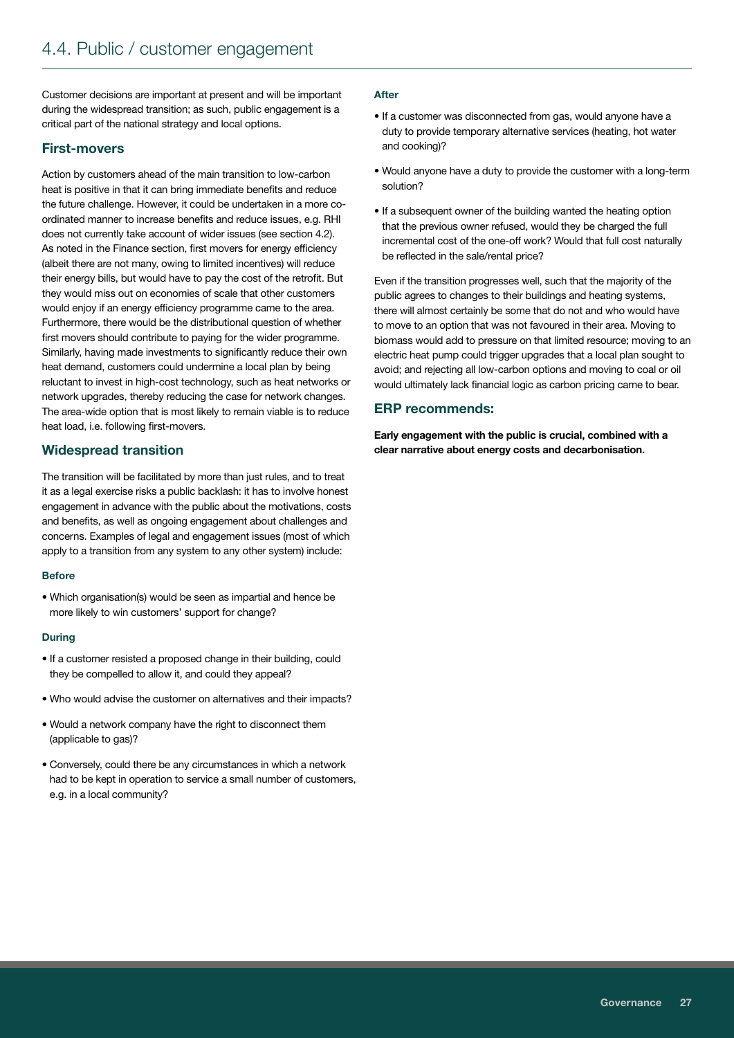## 4.4. Public / customer engagement

Customer decisions are important at present and will be important during the widespread transition; as such, public engagement is a critical part of the national strategy and local options.

### First-movers

Action by customers ahead of the main transition to low-carbon heat is positive in that it can bring immediate benefits and reduce the future challenge. However, it could be undertaken in a more co-ordinated manner to increase benefits and reduce issues, e.g. RHI does not currently take account of wider issues (see section 4.2). As noted in the Finance section, first movers for energy efficiency (albeit there are not many, owing to limited incentives) will reduce their energy bills, but would have to pay the cost of the retrofit. But they would miss out on economies of scale that other customers would enjoy if an energy efficiency programme came to the area. Furthermore, there would be the distributional question of whether first movers should contribute to paying for the wider programme. Similarly, having made investments to significantly reduce their own heat demand, customers could undermine a local plan by being reluctant to invest in high-cost technology, such as heat networks or network upgrades, thereby reducing the case for network changes. The area-wide option that is most likely to remain viable is to reduce heat load, i.e. following first-movers.

### Widespread transition

The transition will be facilitated by more than just rules, and to treat it as a legal exercise risks a public backlash: it has to involve honest engagement in advance with the public about the motivations, costs and benefits, as well as ongoing engagement about challenges and concerns. Examples of legal and engagement issues (most of which apply to a transition from any system to any other system) include:

#### Before

- Which organisation(s) would be seen as impartial and hence be more likely to win customers' support for change?

#### During

- If a customer resisted a proposed change in their building, could they be compelled to allow it, and could they appeal?
- Who would advise the customer on alternatives and their impacts?
- Would a network company have the right to disconnect them (applicable to gas)?
- Conversely, could there be any circumstances in which a network had to be kept in operation to service a small number of customers, e.g. in a local community?

#### After

- If a customer was disconnected from gas, would anyone have a duty to provide temporary alternative services (heating, hot water and cooking)?
- Would anyone have a duty to provide the customer with a long-term solution?
- If a subsequent owner of the building wanted the heating option that the previous owner refused, would they be charged the full incremental cost of the one-off work? Would that full cost naturally be reflected in the sale/rental price?

Even if the transition progresses well, such that the majority of the public agrees to changes to their buildings and heating systems, there will almost certainly be some that do not and who would have to move to an option that was not favoured in their area. Moving to biomass would add to pressure on that limited resource; moving to an electric heat pump could trigger upgrades that a local plan sought to avoid; and rejecting all low-carbon options and moving to coal or oil would ultimately lack financial logic as carbon pricing came to bear.

### ERP recommends:

**Early engagement with the public is crucial, combined with a clear narrative about energy costs and decarbonisation.**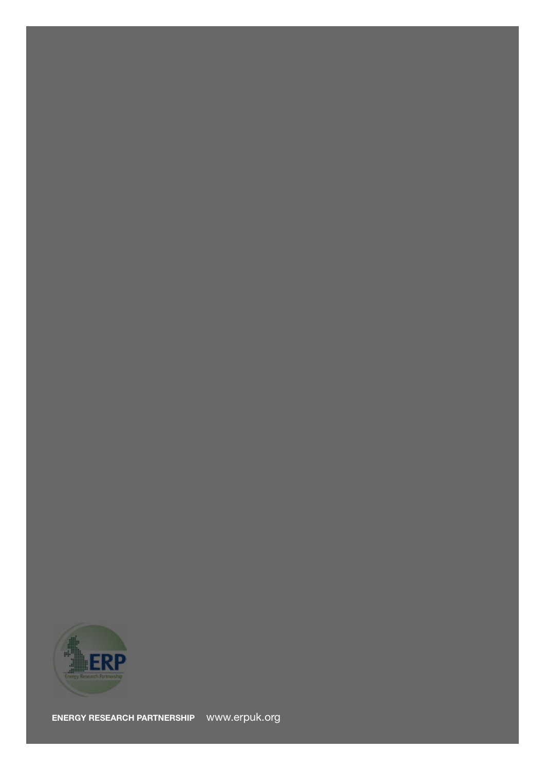**ENERGY RESEARCH PARTNERSHIP** www.erpuk.org